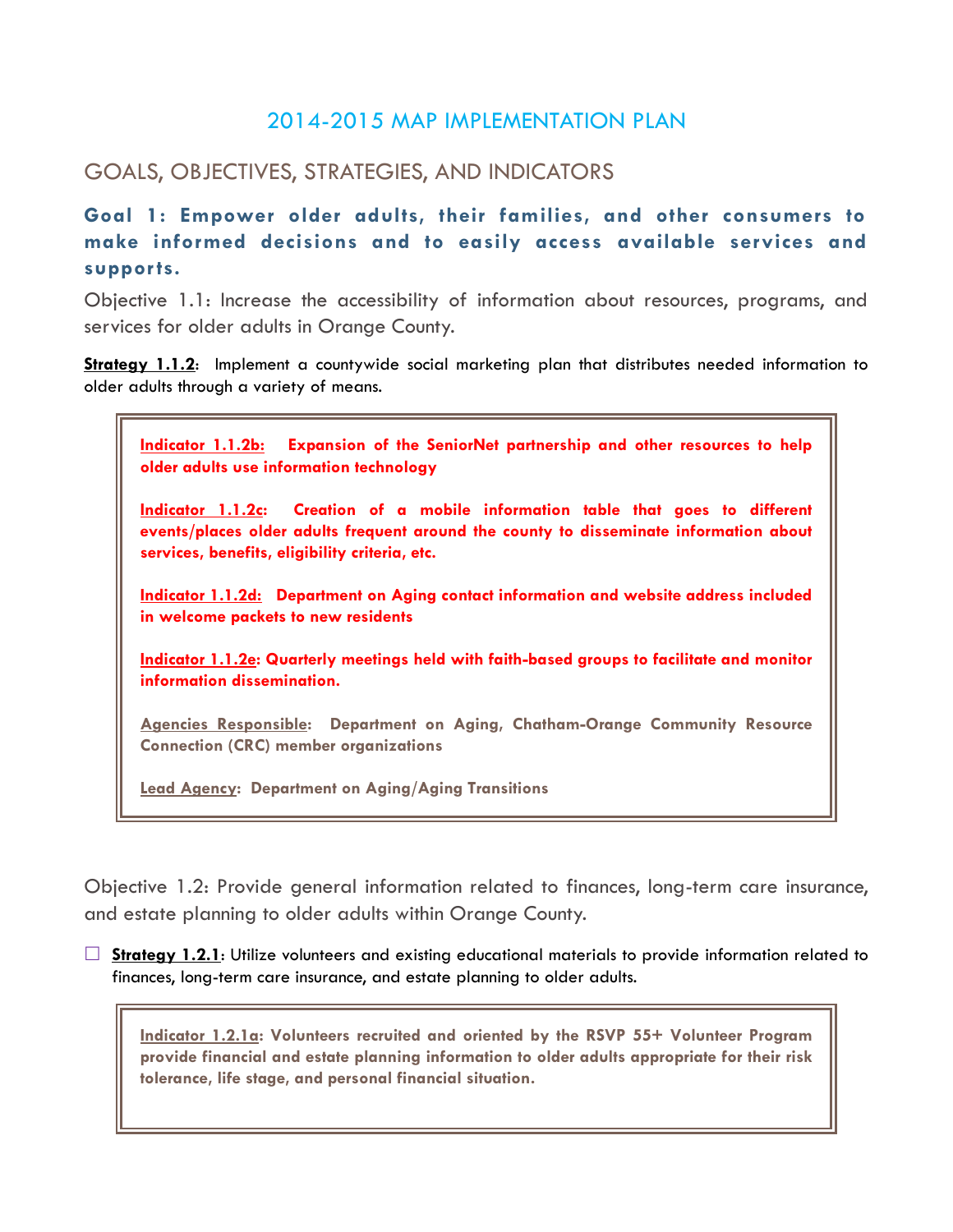# 2014-2015 MAP IMPLEMENTATION PLAN

## GOALS, OBJECTIVES, STRATEGIES, AND INDICATORS

### Goal 1: Empower older adults, their families, and other consumers to make informed decisions and to easily access available services and supports.

Objective 1.1: Increase the accessibility of information about resources, programs, and services for older adults in Orange County.

**Strategy 1.1.2**: Implement a countywide social marketing plan that distributes needed information to older adults through a variety of means.

> **Indicator 1.1.2b: Expansion of the SeniorNet partnership and other resources to help older adults use information technology**
>
> **Indicator 1.1.2c: Creation of a mobile information table that goes to different events/places older adults frequent around the county to disseminate information about services, benefits, eligibility criteria, etc.**
>
> **Indicator 1.1.2d: Department on Aging contact information and website address included in welcome packets to new residents**
>
> **Indicator 1.1.2e: Quarterly meetings held with faith-based groups to facilitate and monitor information dissemination.**
>
> **Agencies Responsible: Department on Aging, Chatham-Orange Community Resource Connection (CRC) member organizations**
>
> **Lead Agency: Department on Aging/Aging Transitions**

Objective 1.2: Provide general information related to finances, long-term care insurance, and estate planning to older adults within Orange County.

- **Strategy 1.2.1**: Utilize volunteers and existing educational materials to provide information related to finances, long-term care insurance, and estate planning to older adults.

> **Indicator 1.2.1a: Volunteers recruited and oriented by the RSVP 55+ Volunteer Program provide financial and estate planning information to older adults appropriate for their risk tolerance, life stage, and personal financial situation.**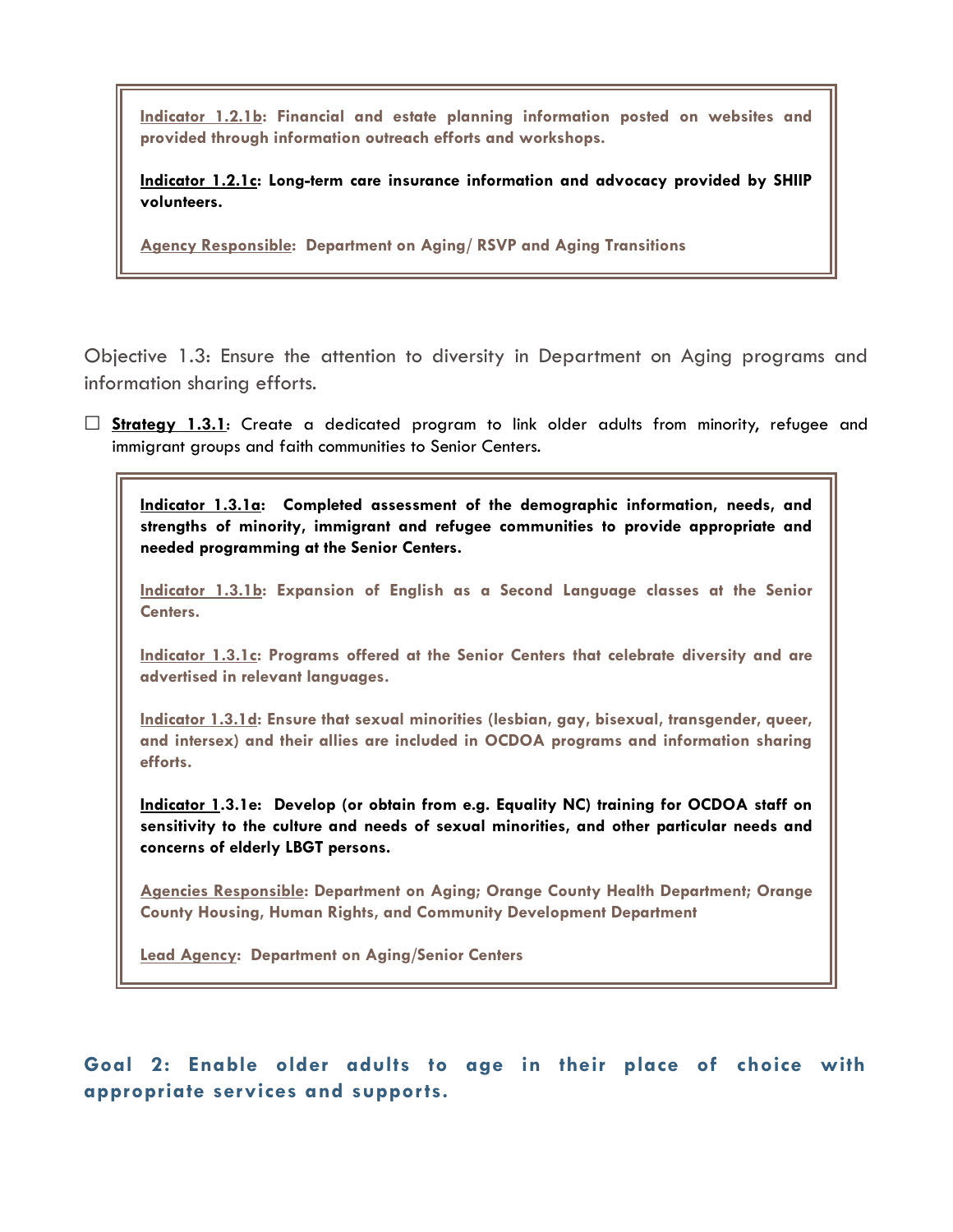**Indicator 1.2.1b: Financial and estate planning information posted on websites and provided through information outreach efforts and workshops.**

**Indicator 1.2.1c: Long-term care insurance information and advocacy provided by SHIIP volunteers.**

**Agency Responsible: Department on Aging/ RSVP and Aging Transitions**

Objective 1.3: Ensure the attention to diversity in Department on Aging programs and information sharing efforts.

- ☐ **Strategy 1.3.1**: Create a dedicated program to link older adults from minority, refugee and immigrant groups and faith communities to Senior Centers.

**Indicator 1.3.1a: Completed assessment of the demographic information, needs, and strengths of minority, immigrant and refugee communities to provide appropriate and needed programming at the Senior Centers.**

**Indicator 1.3.1b: Expansion of English as a Second Language classes at the Senior Centers.**

**Indicator 1.3.1c: Programs offered at the Senior Centers that celebrate diversity and are advertised in relevant languages.**

**Indicator 1.3.1d: Ensure that sexual minorities (lesbian, gay, bisexual, transgender, queer, and intersex) and their allies are included in OCDOA programs and information sharing efforts.**

**Indicator 1.3.1e: Develop (or obtain from e.g. Equality NC) training for OCDOA staff on sensitivity to the culture and needs of sexual minorities, and other particular needs and concerns of elderly LBGT persons.**

**Agencies Responsible: Department on Aging; Orange County Health Department; Orange County Housing, Human Rights, and Community Development Department**

**Lead Agency: Department on Aging/Senior Centers**

## Goal 2: Enable older adults to age in their place of choice with appropriate services and supports.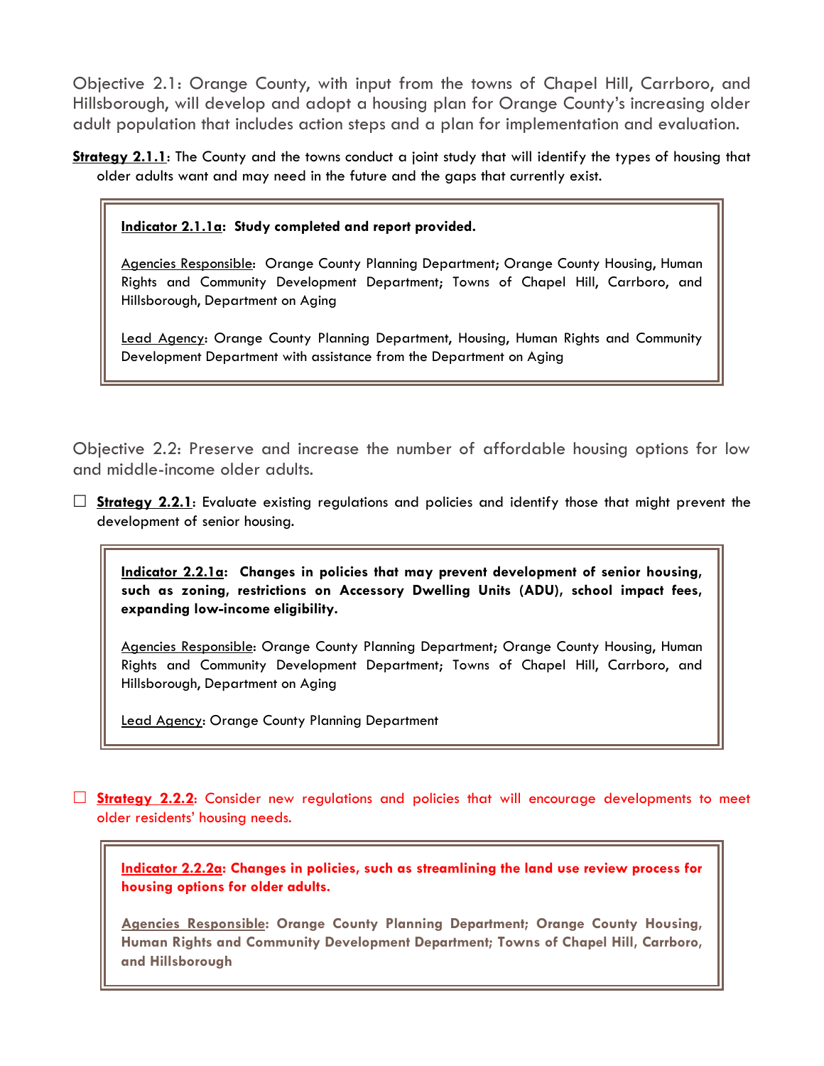## Objective 2.1: Orange County, with input from the towns of Chapel Hill, Carrboro, and Hillsborough, will develop and adopt a housing plan for Orange County's increasing older adult population that includes action steps and a plan for implementation and evaluation.

**Strategy 2.1.1**: The County and the towns conduct a joint study that will identify the types of housing that older adults want and may need in the future and the gaps that currently exist.

> **Indicator 2.1.1a: Study completed and report provided.**
>
> Agencies Responsible: Orange County Planning Department; Orange County Housing, Human Rights and Community Development Department; Towns of Chapel Hill, Carrboro, and Hillsborough, Department on Aging
>
> Lead Agency: Orange County Planning Department, Housing, Human Rights and Community Development Department with assistance from the Department on Aging

## Objective 2.2: Preserve and increase the number of affordable housing options for low and middle-income older adults.

☐ **Strategy 2.2.1**: Evaluate existing regulations and policies and identify those that might prevent the development of senior housing.

> **Indicator 2.2.1a: Changes in policies that may prevent development of senior housing, such as zoning, restrictions on Accessory Dwelling Units (ADU), school impact fees, expanding low-income eligibility.**
>
> Agencies Responsible: Orange County Planning Department; Orange County Housing, Human Rights and Community Development Department; Towns of Chapel Hill, Carrboro, and Hillsborough, Department on Aging
>
> Lead Agency: Orange County Planning Department

☐ **Strategy 2.2.2**: Consider new regulations and policies that will encourage developments to meet older residents' housing needs.

> **Indicator 2.2.2a: Changes in policies, such as streamlining the land use review process for housing options for older adults.**
>
> **Agencies Responsible: Orange County Planning Department; Orange County Housing, Human Rights and Community Development Department; Towns of Chapel Hill, Carrboro, and Hillsborough**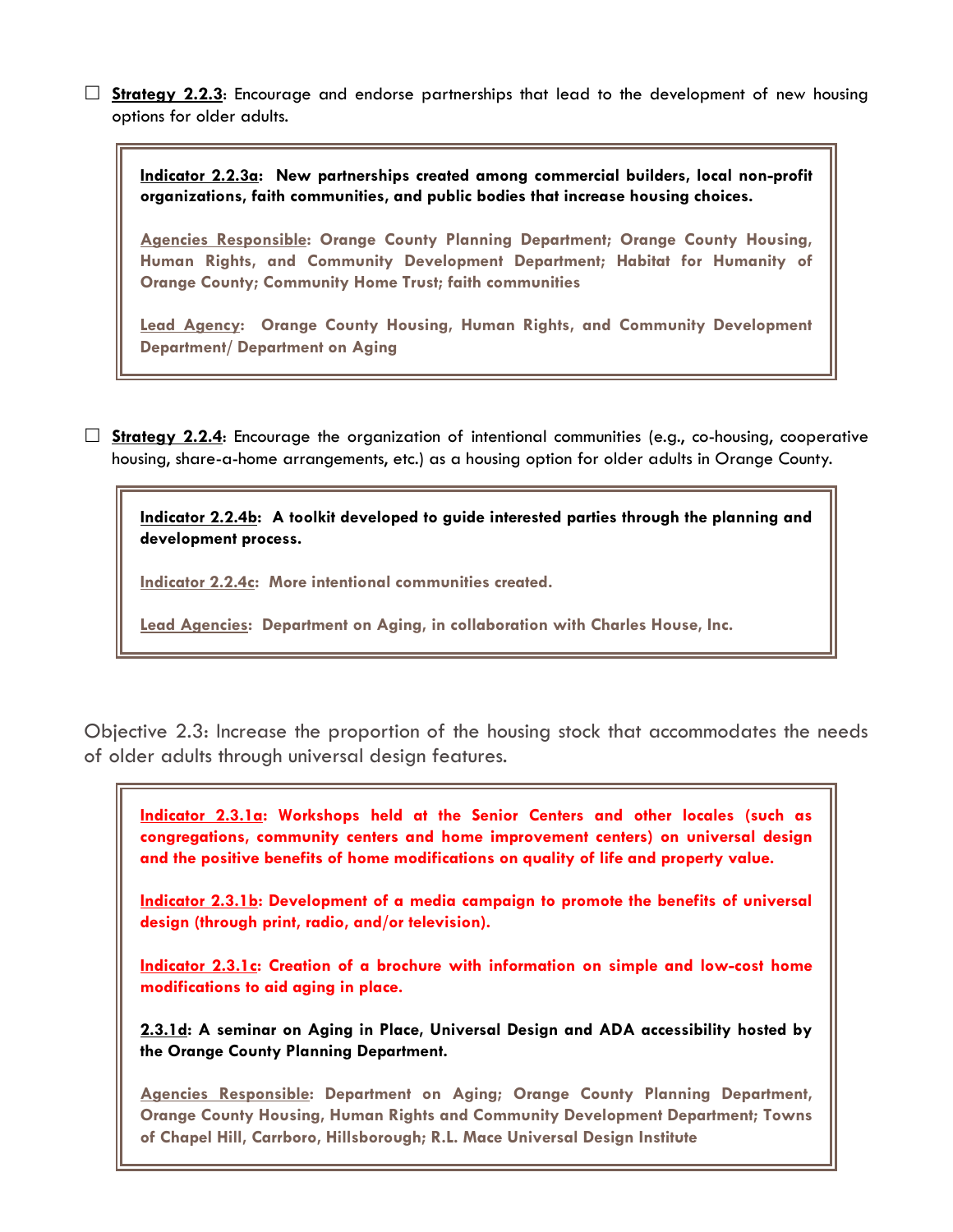☐ **Strategy 2.2.3**: Encourage and endorse partnerships that lead to the development of new housing options for older adults.

> **Indicator 2.2.3a: New partnerships created among commercial builders, local non-profit organizations, faith communities, and public bodies that increase housing choices.**
>
> **Agencies Responsible: Orange County Planning Department; Orange County Housing, Human Rights, and Community Development Department; Habitat for Humanity of Orange County; Community Home Trust; faith communities**
>
> **Lead Agency: Orange County Housing, Human Rights, and Community Development Department/ Department on Aging**

☐ **Strategy 2.2.4**: Encourage the organization of intentional communities (e.g., co-housing, cooperative housing, share-a-home arrangements, etc.) as a housing option for older adults in Orange County.

> **Indicator 2.2.4b: A toolkit developed to guide interested parties through the planning and development process.**
>
> **Indicator 2.2.4c: More intentional communities created.**
>
> **Lead Agencies: Department on Aging, in collaboration with Charles House, Inc.**

## Objective 2.3: Increase the proportion of the housing stock that accommodates the needs of older adults through universal design features.

> **Indicator 2.3.1a: Workshops held at the Senior Centers and other locales (such as congregations, community centers and home improvement centers) on universal design and the positive benefits of home modifications on quality of life and property value.**
>
> **Indicator 2.3.1b: Development of a media campaign to promote the benefits of universal design (through print, radio, and/or television).**
>
> **Indicator 2.3.1c: Creation of a brochure with information on simple and low-cost home modifications to aid aging in place.**
>
> **2.3.1d: A seminar on Aging in Place, Universal Design and ADA accessibility hosted by the Orange County Planning Department.**
>
> **Agencies Responsible: Department on Aging; Orange County Planning Department, Orange County Housing, Human Rights and Community Development Department; Towns of Chapel Hill, Carrboro, Hillsborough; R.L. Mace Universal Design Institute**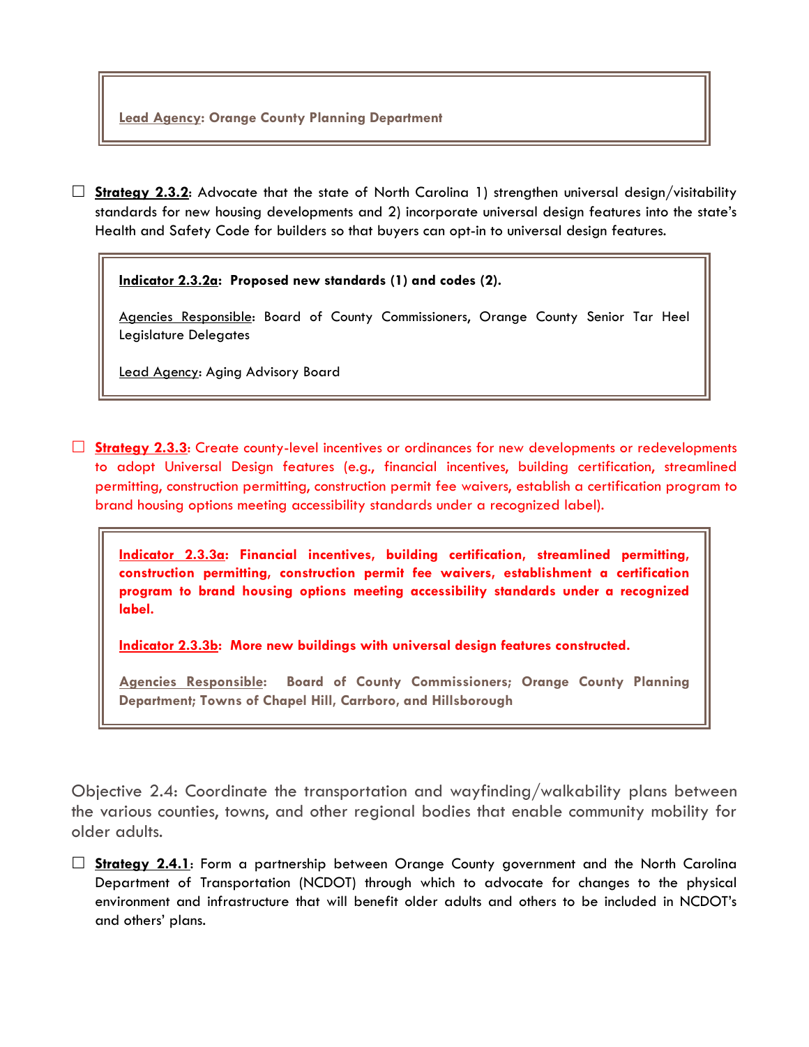**Lead Agency: Orange County Planning Department**

☐ **Strategy 2.3.2**: Advocate that the state of North Carolina 1) strengthen universal design/visitability standards for new housing developments and 2) incorporate universal design features into the state's Health and Safety Code for builders so that buyers can opt-in to universal design features.

> **Indicator 2.3.2a: Proposed new standards (1) and codes (2).**
>
> Agencies Responsible: Board of County Commissioners, Orange County Senior Tar Heel Legislature Delegates
>
> Lead Agency: Aging Advisory Board

☐ **Strategy 2.3.3**: Create county-level incentives or ordinances for new developments or redevelopments to adopt Universal Design features (e.g., financial incentives, building certification, streamlined permitting, construction permitting, construction permit fee waivers, establish a certification program to brand housing options meeting accessibility standards under a recognized label).

> **Indicator 2.3.3a: Financial incentives, building certification, streamlined permitting, construction permitting, construction permit fee waivers, establishment a certification program to brand housing options meeting accessibility standards under a recognized label.**
>
> **Indicator 2.3.3b: More new buildings with universal design features constructed.**
>
> **Agencies Responsible: Board of County Commissioners; Orange County Planning Department; Towns of Chapel Hill, Carrboro, and Hillsborough**

## Objective 2.4: Coordinate the transportation and wayfinding/walkability plans between the various counties, towns, and other regional bodies that enable community mobility for older adults.

☐ **Strategy 2.4.1**: Form a partnership between Orange County government and the North Carolina Department of Transportation (NCDOT) through which to advocate for changes to the physical environment and infrastructure that will benefit older adults and others to be included in NCDOT's and others' plans.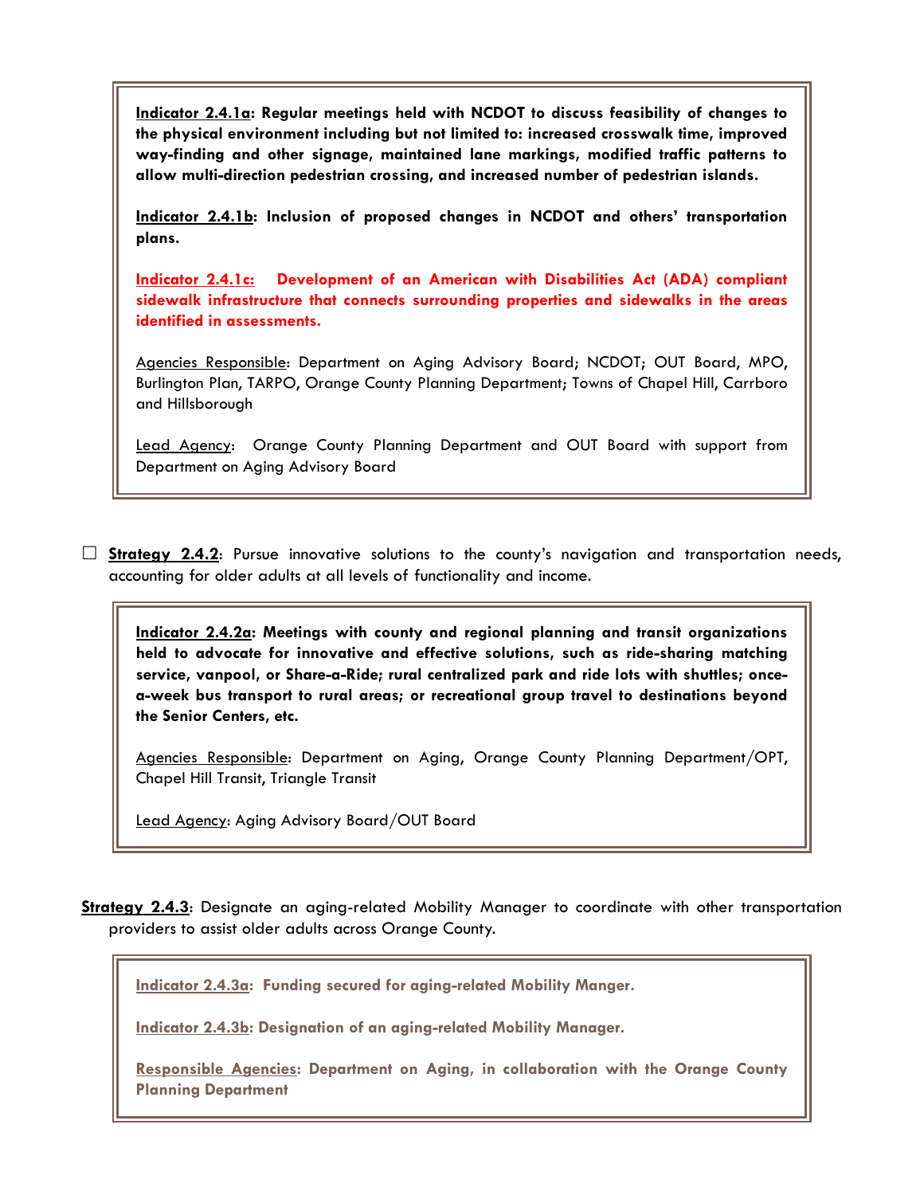**Indicator 2.4.1a: Regular meetings held with NCDOT to discuss feasibility of changes to the physical environment including but not limited to: increased crosswalk time, improved way-finding and other signage, maintained lane markings, modified traffic patterns to allow multi-direction pedestrian crossing, and increased number of pedestrian islands.**

**Indicator 2.4.1b: Inclusion of proposed changes in NCDOT and others' transportation plans.**

**Indicator 2.4.1c: Development of an American with Disabilities Act (ADA) compliant sidewalk infrastructure that connects surrounding properties and sidewalks in the areas identified in assessments.**

Agencies Responsible: Department on Aging Advisory Board; NCDOT; OUT Board, MPO, Burlington Plan, TARPO, Orange County Planning Department; Towns of Chapel Hill, Carrboro and Hillsborough

Lead Agency: Orange County Planning Department and OUT Board with support from Department on Aging Advisory Board

☐ **Strategy 2.4.2**: Pursue innovative solutions to the county's navigation and transportation needs, accounting for older adults at all levels of functionality and income.

**Indicator 2.4.2a: Meetings with county and regional planning and transit organizations held to advocate for innovative and effective solutions, such as ride-sharing matching service, vanpool, or Share-a-Ride; rural centralized park and ride lots with shuttles; once-a-week bus transport to rural areas; or recreational group travel to destinations beyond the Senior Centers, etc.**

Agencies Responsible: Department on Aging, Orange County Planning Department/OPT, Chapel Hill Transit, Triangle Transit

Lead Agency: Aging Advisory Board/OUT Board

**Strategy 2.4.3**: Designate an aging-related Mobility Manager to coordinate with other transportation providers to assist older adults across Orange County.

**Indicator 2.4.3a: Funding secured for aging-related Mobility Manger.**

**Indicator 2.4.3b: Designation of an aging-related Mobility Manager.**

**Responsible Agencies: Department on Aging, in collaboration with the Orange County Planning Department**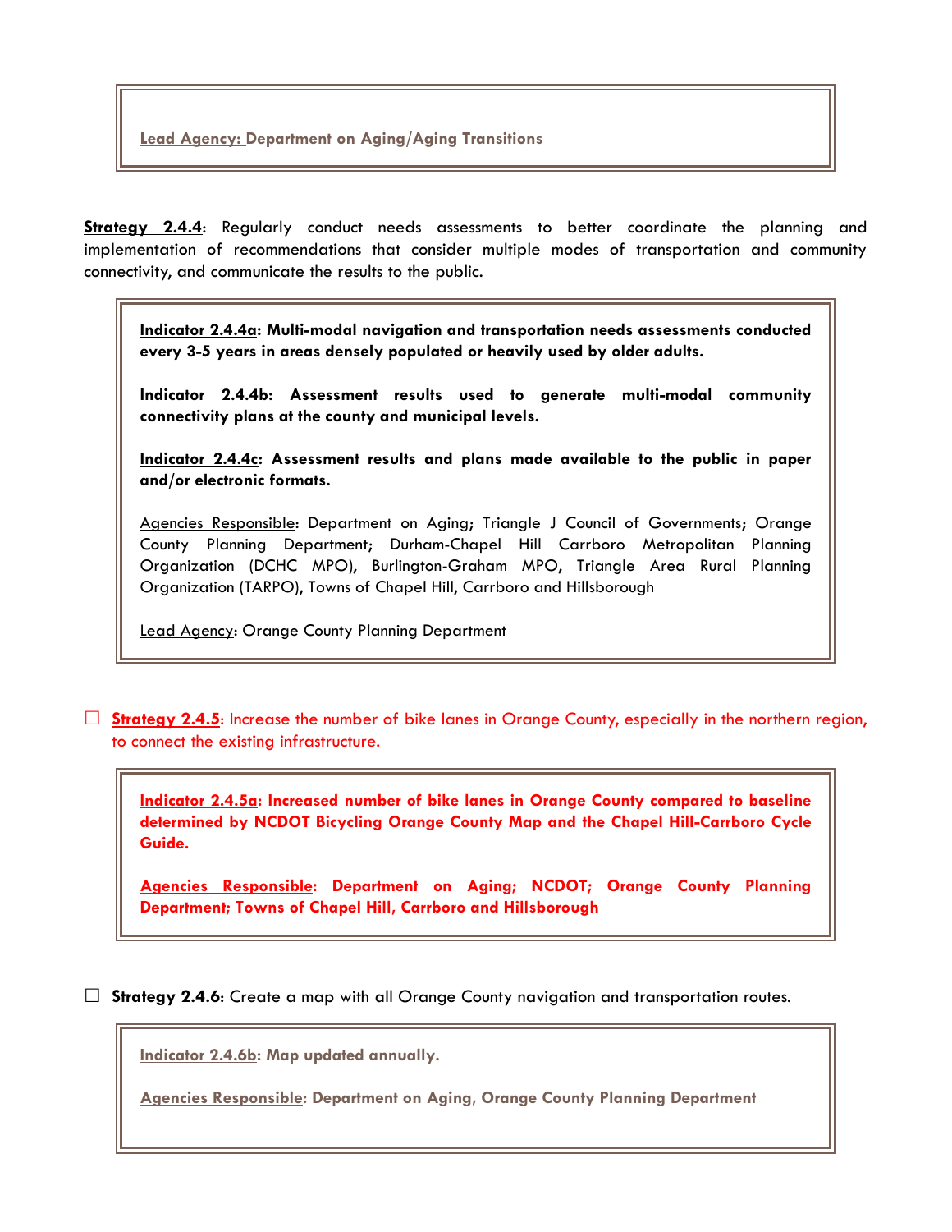**Lead Agency: Department on Aging/Aging Transitions**

**Strategy 2.4.4**: Regularly conduct needs assessments to better coordinate the planning and implementation of recommendations that consider multiple modes of transportation and community connectivity, and communicate the results to the public.

**Indicator 2.4.4a: Multi-modal navigation and transportation needs assessments conducted every 3-5 years in areas densely populated or heavily used by older adults.**

**Indicator 2.4.4b: Assessment results used to generate multi-modal community connectivity plans at the county and municipal levels.**

**Indicator 2.4.4c: Assessment results and plans made available to the public in paper and/or electronic formats.**

Agencies Responsible: Department on Aging; Triangle J Council of Governments; Orange County Planning Department; Durham-Chapel Hill Carrboro Metropolitan Planning Organization (DCHC MPO), Burlington-Graham MPO, Triangle Area Rural Planning Organization (TARPO), Towns of Chapel Hill, Carrboro and Hillsborough

Lead Agency: Orange County Planning Department

☐ **Strategy 2.4.5**: Increase the number of bike lanes in Orange County, especially in the northern region, to connect the existing infrastructure.

**Indicator 2.4.5a: Increased number of bike lanes in Orange County compared to baseline determined by NCDOT Bicycling Orange County Map and the Chapel Hill-Carrboro Cycle Guide.**

**Agencies Responsible: Department on Aging; NCDOT; Orange County Planning Department; Towns of Chapel Hill, Carrboro and Hillsborough**

☐ **Strategy 2.4.6**: Create a map with all Orange County navigation and transportation routes.

**Indicator 2.4.6b: Map updated annually.**

**Agencies Responsible: Department on Aging, Orange County Planning Department**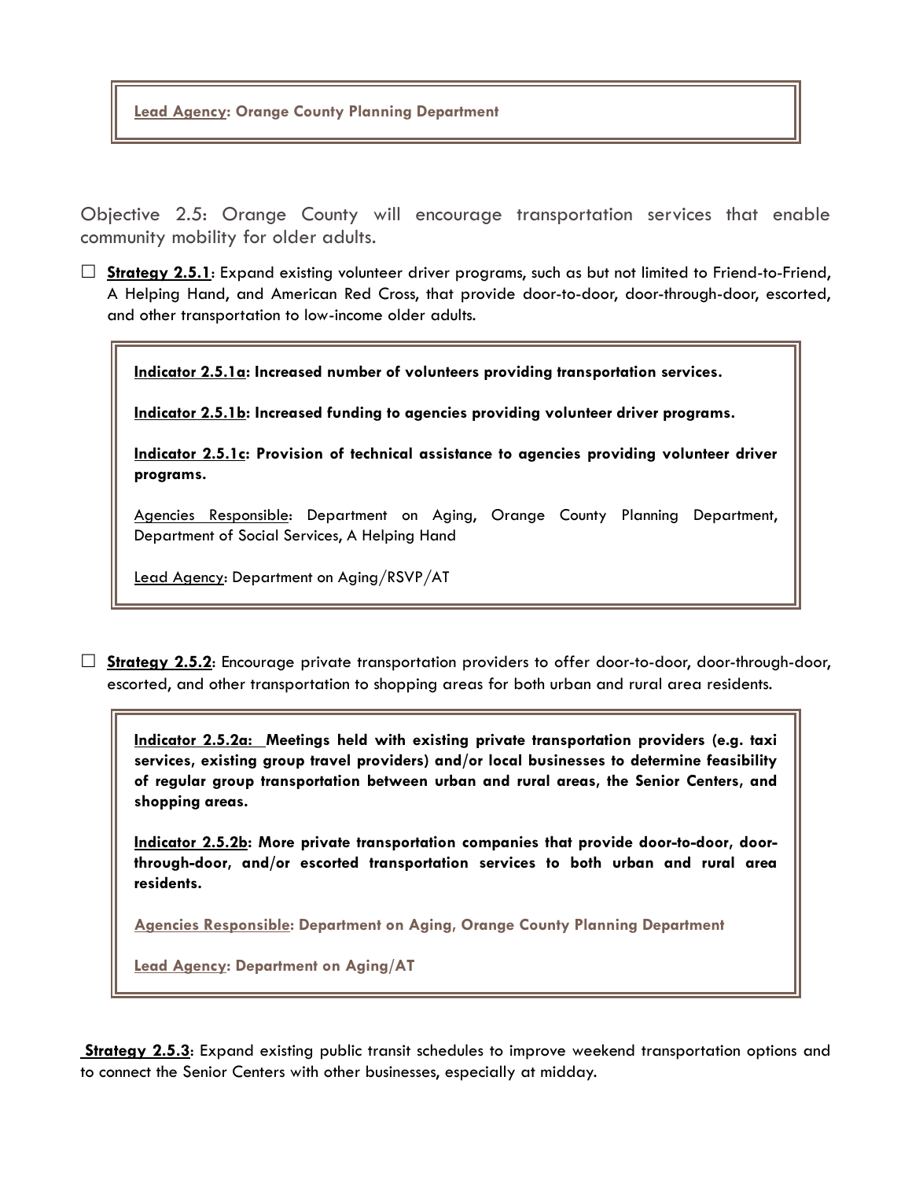**Lead Agency: Orange County Planning Department**

Objective 2.5: Orange County will encourage transportation services that enable community mobility for older adults.

☐ **Strategy 2.5.1**: Expand existing volunteer driver programs, such as but not limited to Friend-to-Friend, A Helping Hand, and American Red Cross, that provide door-to-door, door-through-door, escorted, and other transportation to low-income older adults.

> **Indicator 2.5.1a: Increased number of volunteers providing transportation services.**
>
> **Indicator 2.5.1b: Increased funding to agencies providing volunteer driver programs.**
>
> **Indicator 2.5.1c: Provision of technical assistance to agencies providing volunteer driver programs.**
>
> Agencies Responsible: Department on Aging, Orange County Planning Department, Department of Social Services, A Helping Hand
>
> Lead Agency: Department on Aging/RSVP/AT

☐ **Strategy 2.5.2**: Encourage private transportation providers to offer door-to-door, door-through-door, escorted, and other transportation to shopping areas for both urban and rural area residents.

> **Indicator 2.5.2a: Meetings held with existing private transportation providers (e.g. taxi services, existing group travel providers) and/or local businesses to determine feasibility of regular group transportation between urban and rural areas, the Senior Centers, and shopping areas.**
>
> **Indicator 2.5.2b: More private transportation companies that provide door-to-door, door-through-door, and/or escorted transportation services to both urban and rural area residents.**
>
> **Agencies Responsible: Department on Aging, Orange County Planning Department**
>
> **Lead Agency: Department on Aging/AT**

**Strategy 2.5.3**: Expand existing public transit schedules to improve weekend transportation options and to connect the Senior Centers with other businesses, especially at midday.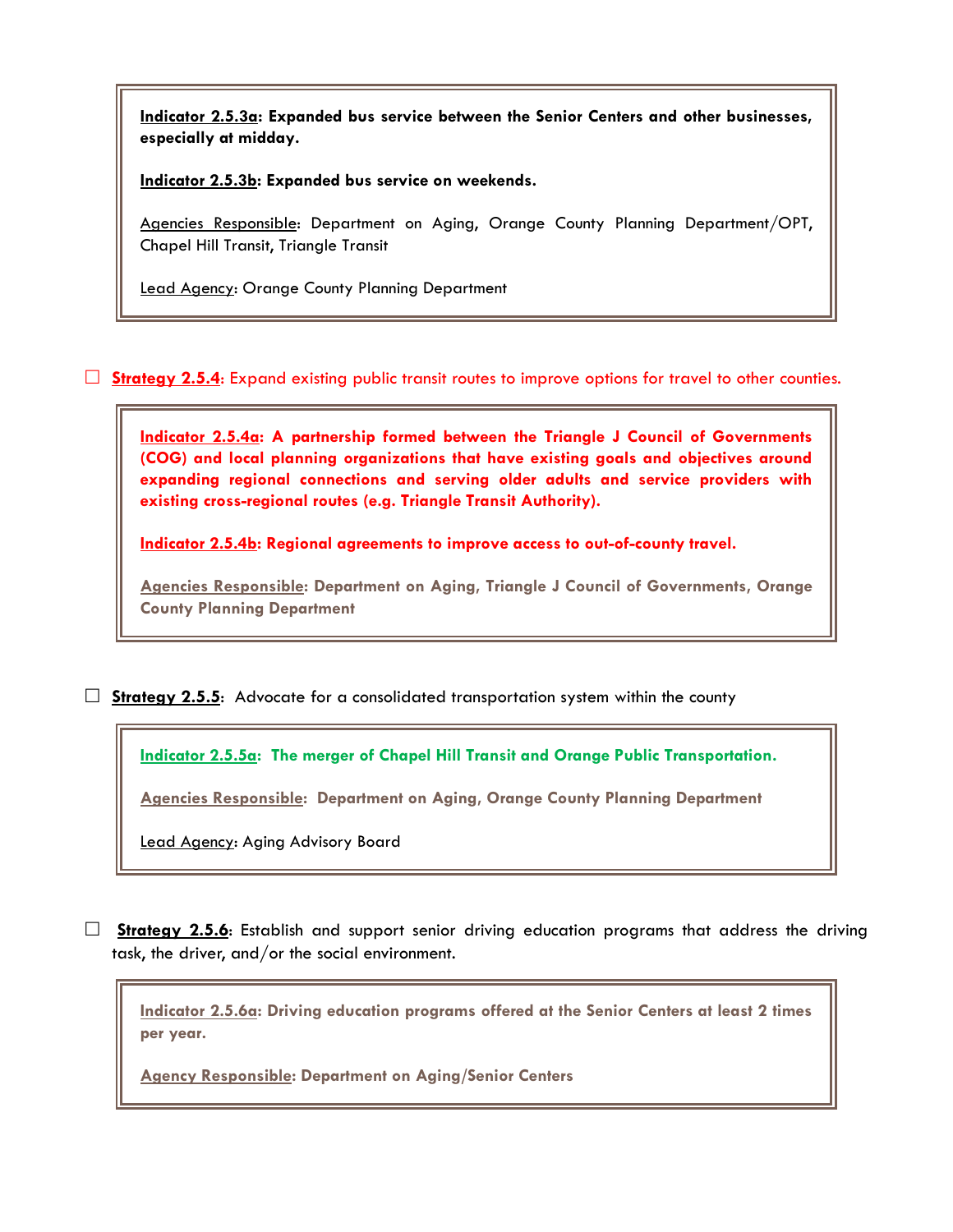**Indicator 2.5.3a: Expanded bus service between the Senior Centers and other businesses, especially at midday.**

**Indicator 2.5.3b: Expanded bus service on weekends.**

Agencies Responsible: Department on Aging, Orange County Planning Department/OPT, Chapel Hill Transit, Triangle Transit

Lead Agency: Orange County Planning Department

☐ **Strategy 2.5.4**: Expand existing public transit routes to improve options for travel to other counties.

**Indicator 2.5.4a: A partnership formed between the Triangle J Council of Governments (COG) and local planning organizations that have existing goals and objectives around expanding regional connections and serving older adults and service providers with existing cross-regional routes (e.g. Triangle Transit Authority).**

**Indicator 2.5.4b: Regional agreements to improve access to out-of-county travel.**

**Agencies Responsible: Department on Aging, Triangle J Council of Governments, Orange County Planning Department**

☐ **Strategy 2.5.5**: Advocate for a consolidated transportation system within the county

**Indicator 2.5.5a: The merger of Chapel Hill Transit and Orange Public Transportation.**

**Agencies Responsible: Department on Aging, Orange County Planning Department**

Lead Agency: Aging Advisory Board

☐ **Strategy 2.5.6**: Establish and support senior driving education programs that address the driving task, the driver, and/or the social environment.

**Indicator 2.5.6a: Driving education programs offered at the Senior Centers at least 2 times per year.**

**Agency Responsible: Department on Aging/Senior Centers**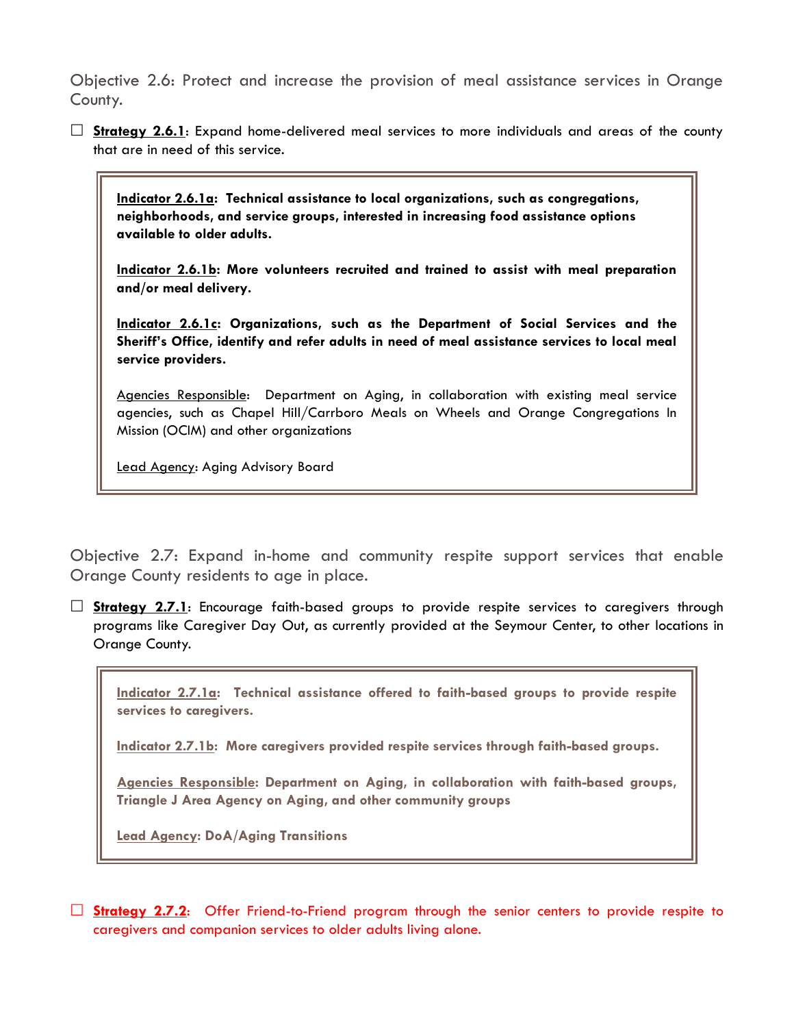Objective 2.6: Protect and increase the provision of meal assistance services in Orange County.

☐ **Strategy 2.6.1**: Expand home-delivered meal services to more individuals and areas of the county that are in need of this service.

> **Indicator 2.6.1a: Technical assistance to local organizations, such as congregations, neighborhoods, and service groups, interested in increasing food assistance options available to older adults.**
>
> **Indicator 2.6.1b: More volunteers recruited and trained to assist with meal preparation and/or meal delivery.**
>
> **Indicator 2.6.1c: Organizations, such as the Department of Social Services and the Sheriff's Office, identify and refer adults in need of meal assistance services to local meal service providers.**
>
> Agencies Responsible: Department on Aging, in collaboration with existing meal service agencies, such as Chapel Hill/Carrboro Meals on Wheels and Orange Congregations In Mission (OCIM) and other organizations
>
> Lead Agency: Aging Advisory Board

Objective 2.7: Expand in-home and community respite support services that enable Orange County residents to age in place.

☐ **Strategy 2.7.1**: Encourage faith-based groups to provide respite services to caregivers through programs like Caregiver Day Out, as currently provided at the Seymour Center, to other locations in Orange County.

> **Indicator 2.7.1a: Technical assistance offered to faith-based groups to provide respite services to caregivers.**
>
> **Indicator 2.7.1b: More caregivers provided respite services through faith-based groups.**
>
> **Agencies Responsible: Department on Aging, in collaboration with faith-based groups, Triangle J Area Agency on Aging, and other community groups**
>
> **Lead Agency: DoA/Aging Transitions**

☐ **Strategy 2.7.2**: Offer Friend-to-Friend program through the senior centers to provide respite to caregivers and companion services to older adults living alone.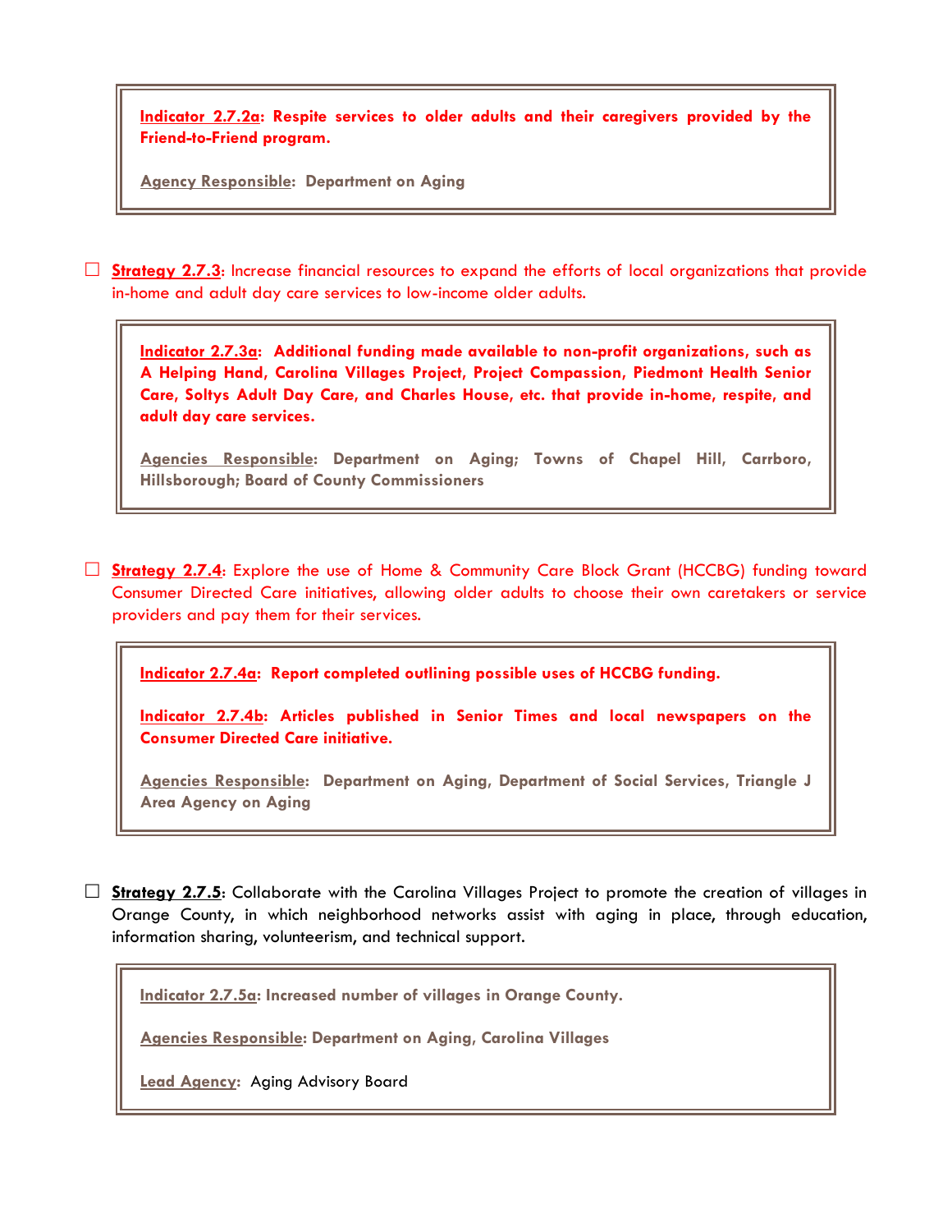**Indicator 2.7.2a: Respite services to older adults and their caregivers provided by the Friend-to-Friend program.**

**Agency Responsible: Department on Aging**

☐ **Strategy 2.7.3**: Increase financial resources to expand the efforts of local organizations that provide in-home and adult day care services to low-income older adults.

**Indicator 2.7.3a: Additional funding made available to non-profit organizations, such as A Helping Hand, Carolina Villages Project, Project Compassion, Piedmont Health Senior Care, Soltys Adult Day Care, and Charles House, etc. that provide in-home, respite, and adult day care services.**

**Agencies Responsible: Department on Aging; Towns of Chapel Hill, Carrboro, Hillsborough; Board of County Commissioners**

☐ **Strategy 2.7.4**: Explore the use of Home & Community Care Block Grant (HCCBG) funding toward Consumer Directed Care initiatives, allowing older adults to choose their own caretakers or service providers and pay them for their services.

**Indicator 2.7.4a: Report completed outlining possible uses of HCCBG funding.**

**Indicator 2.7.4b: Articles published in Senior Times and local newspapers on the Consumer Directed Care initiative.**

**Agencies Responsible: Department on Aging, Department of Social Services, Triangle J Area Agency on Aging**

☐ **Strategy 2.7.5**: Collaborate with the Carolina Villages Project to promote the creation of villages in Orange County, in which neighborhood networks assist with aging in place, through education, information sharing, volunteerism, and technical support.

**Indicator 2.7.5a: Increased number of villages in Orange County.**

**Agencies Responsible: Department on Aging, Carolina Villages**

**Lead Agency**: Aging Advisory Board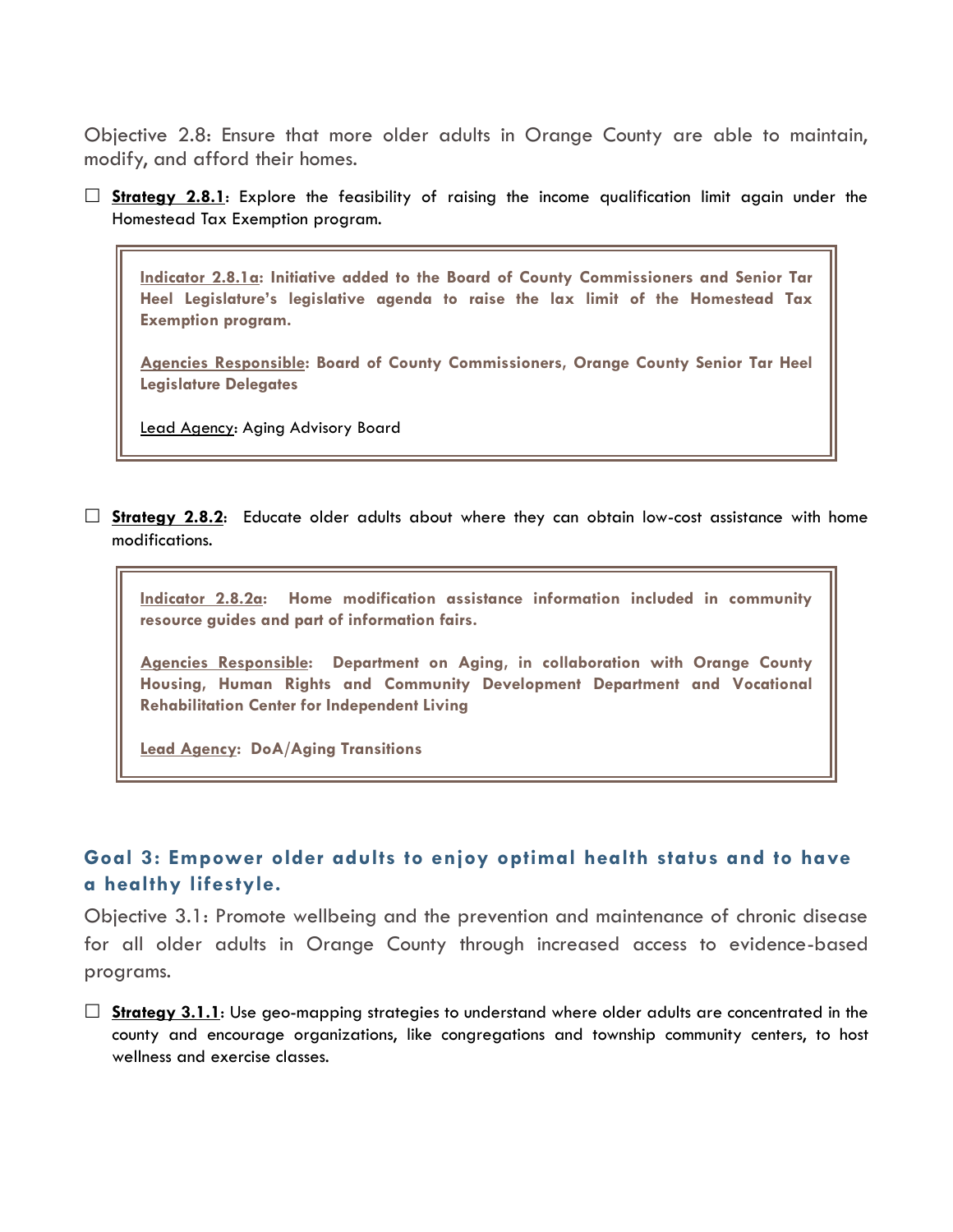Objective 2.8: Ensure that more older adults in Orange County are able to maintain, modify, and afford their homes.

- ☐ **Strategy 2.8.1**: Explore the feasibility of raising the income qualification limit again under the Homestead Tax Exemption program.

> **Indicator 2.8.1a: Initiative added to the Board of County Commissioners and Senior Tar Heel Legislature's legislative agenda to raise the lax limit of the Homestead Tax Exemption program.**
>
> **Agencies Responsible: Board of County Commissioners, Orange County Senior Tar Heel Legislature Delegates**
>
> Lead Agency: Aging Advisory Board

- ☐ **Strategy 2.8.2**: Educate older adults about where they can obtain low-cost assistance with home modifications.

> **Indicator 2.8.2a: Home modification assistance information included in community resource guides and part of information fairs.**
>
> **Agencies Responsible: Department on Aging, in collaboration with Orange County Housing, Human Rights and Community Development Department and Vocational Rehabilitation Center for Independent Living**
>
> **Lead Agency: DoA/Aging Transitions**

## Goal 3: Empower older adults to enjoy optimal health status and to have a healthy lifestyle.

Objective 3.1: Promote wellbeing and the prevention and maintenance of chronic disease for all older adults in Orange County through increased access to evidence-based programs.

- ☐ **Strategy 3.1.1**: Use geo-mapping strategies to understand where older adults are concentrated in the county and encourage organizations, like congregations and township community centers, to host wellness and exercise classes.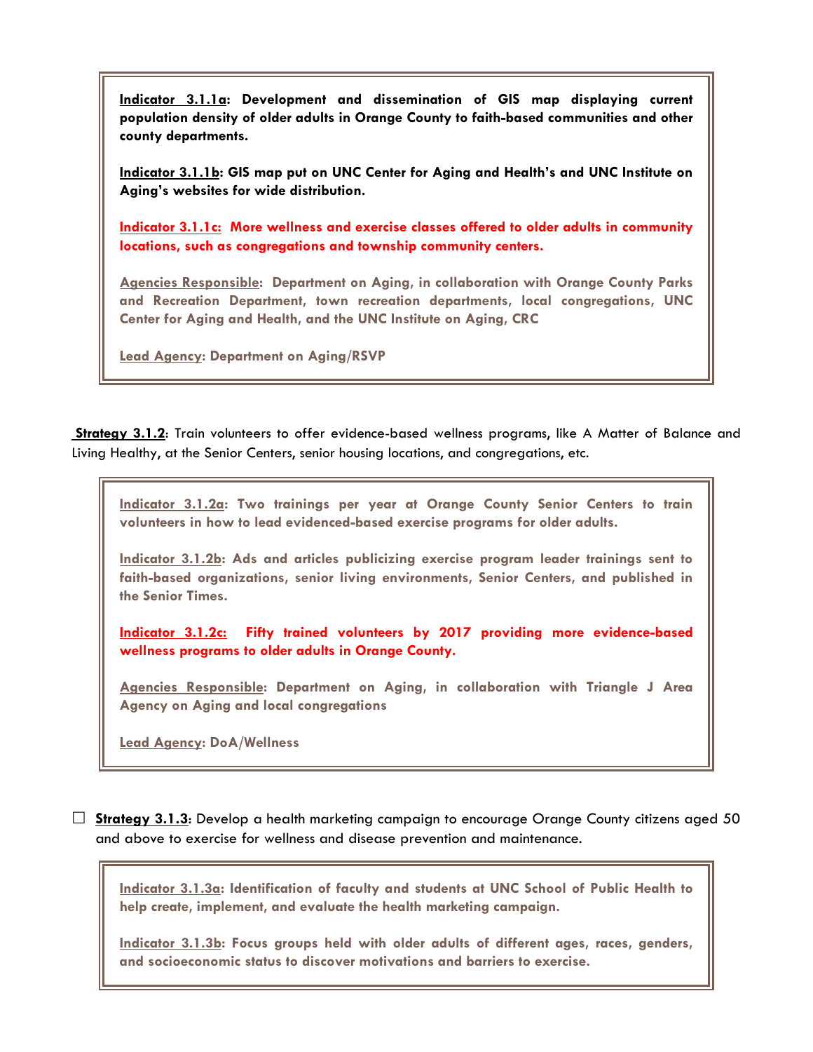**Indicator 3.1.1a**: **Development and dissemination of GIS map displaying current population density of older adults in Orange County to faith-based communities and other county departments.**

**Indicator 3.1.1b**: **GIS map put on UNC Center for Aging and Health's and UNC Institute on Aging's websites for wide distribution.**

**Indicator 3.1.1c**: **More wellness and exercise classes offered to older adults in community locations, such as congregations and township community centers.**

**Agencies Responsible**: **Department on Aging, in collaboration with Orange County Parks and Recreation Department, town recreation departments, local congregations, UNC Center for Aging and Health, and the UNC Institute on Aging, CRC**

**Lead Agency**: **Department on Aging/RSVP**

**Strategy 3.1.2**: Train volunteers to offer evidence-based wellness programs, like A Matter of Balance and Living Healthy, at the Senior Centers, senior housing locations, and congregations, etc.

**Indicator 3.1.2a**: **Two trainings per year at Orange County Senior Centers to train volunteers in how to lead evidenced-based exercise programs for older adults.**

**Indicator 3.1.2b**: **Ads and articles publicizing exercise program leader trainings sent to faith-based organizations, senior living environments, Senior Centers, and published in the Senior Times.**

**Indicator 3.1.2c**: **Fifty trained volunteers by 2017 providing more evidence-based wellness programs to older adults in Orange County.**

**Agencies Responsible**: **Department on Aging, in collaboration with Triangle J Area Agency on Aging and local congregations**

**Lead Agency**: **DoA/Wellness**

☐ **Strategy 3.1.3**: Develop a health marketing campaign to encourage Orange County citizens aged 50 and above to exercise for wellness and disease prevention and maintenance.

**Indicator 3.1.3a**: **Identification of faculty and students at UNC School of Public Health to help create, implement, and evaluate the health marketing campaign.**

**Indicator 3.1.3b**: **Focus groups held with older adults of different ages, races, genders, and socioeconomic status to discover motivations and barriers to exercise.**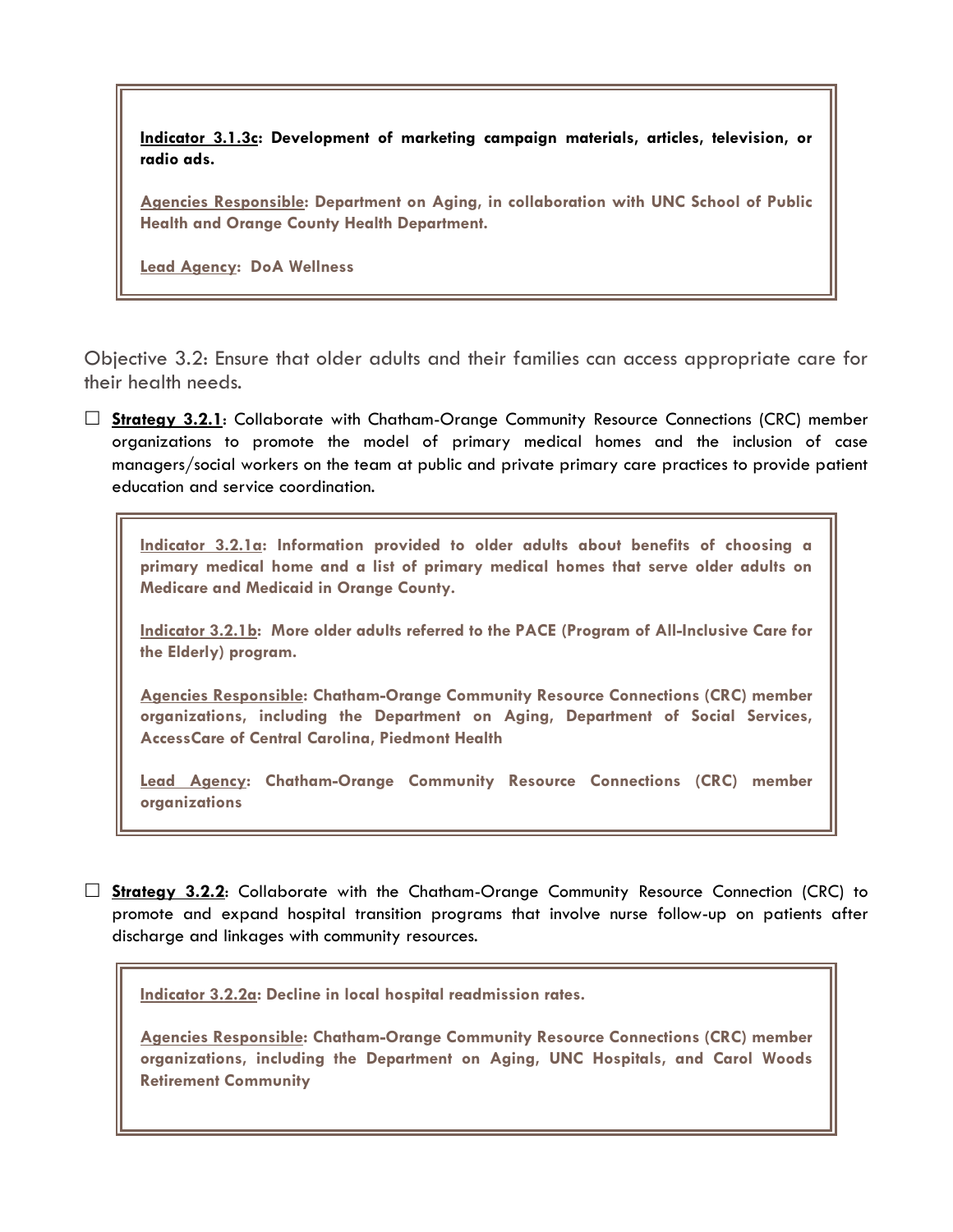**Indicator 3.1.3c: Development of marketing campaign materials, articles, television, or radio ads.**

**Agencies Responsible: Department on Aging, in collaboration with UNC School of Public Health and Orange County Health Department.**

**Lead Agency: DoA Wellness**

## Objective 3.2: Ensure that older adults and their families can access appropriate care for their health needs.

☐ **Strategy 3.2.1**: Collaborate with Chatham-Orange Community Resource Connections (CRC) member organizations to promote the model of primary medical homes and the inclusion of case managers/social workers on the team at public and private primary care practices to provide patient education and service coordination.

**Indicator 3.2.1a: Information provided to older adults about benefits of choosing a primary medical home and a list of primary medical homes that serve older adults on Medicare and Medicaid in Orange County.**

**Indicator 3.2.1b: More older adults referred to the PACE (Program of All-Inclusive Care for the Elderly) program.**

**Agencies Responsible: Chatham-Orange Community Resource Connections (CRC) member organizations, including the Department on Aging, Department of Social Services, AccessCare of Central Carolina, Piedmont Health**

**Lead Agency: Chatham-Orange Community Resource Connections (CRC) member organizations**

☐ **Strategy 3.2.2**: Collaborate with the Chatham-Orange Community Resource Connection (CRC) to promote and expand hospital transition programs that involve nurse follow-up on patients after discharge and linkages with community resources.

**Indicator 3.2.2a: Decline in local hospital readmission rates.**

**Agencies Responsible: Chatham-Orange Community Resource Connections (CRC) member organizations, including the Department on Aging, UNC Hospitals, and Carol Woods Retirement Community**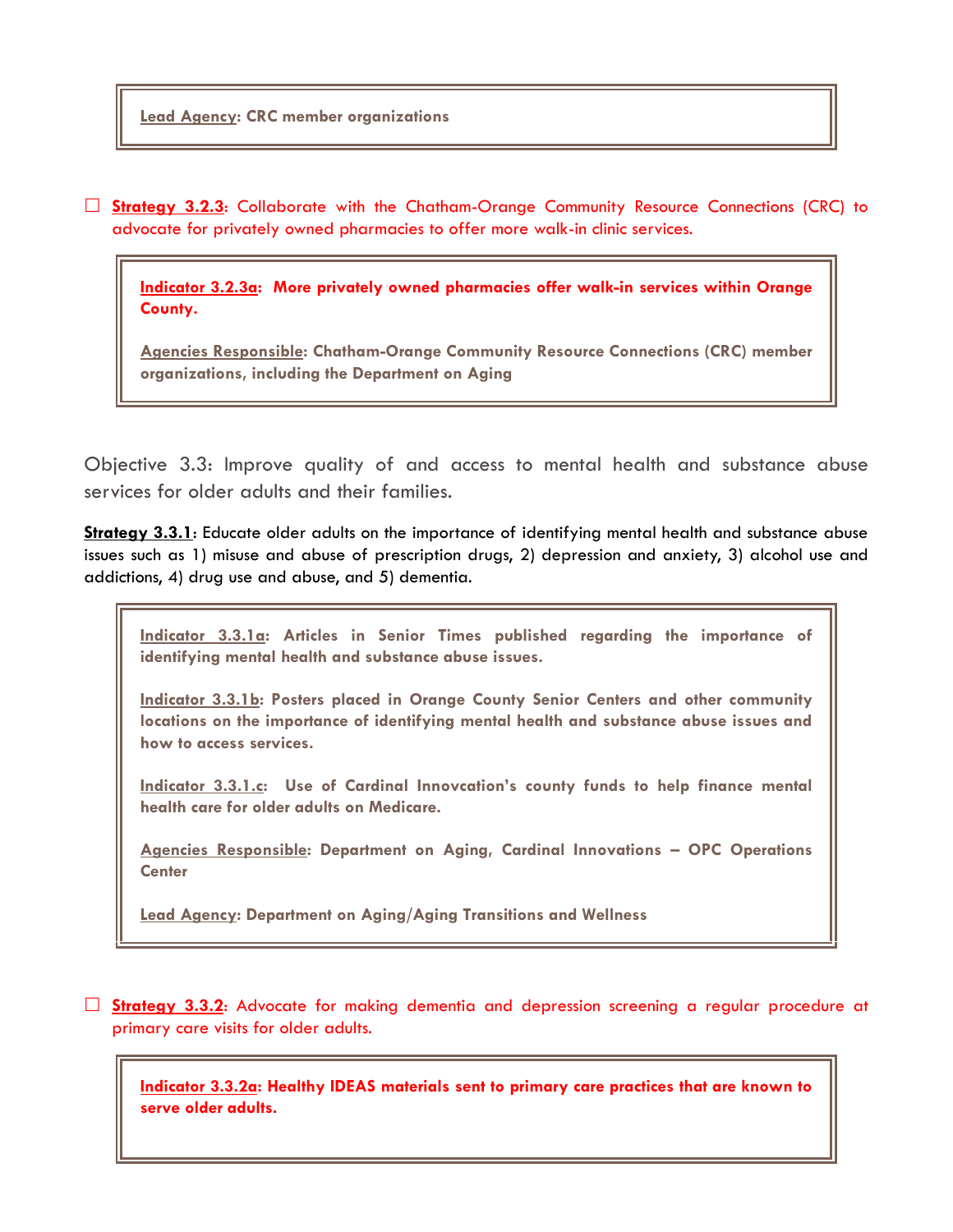**Lead Agency**: CRC member organizations

☐ **Strategy 3.2.3**: Collaborate with the Chatham-Orange Community Resource Connections (CRC) to advocate for privately owned pharmacies to offer more walk-in clinic services.

**Indicator 3.2.3a**: **More privately owned pharmacies offer walk-in services within Orange County.**

**Agencies Responsible**: Chatham-Orange Community Resource Connections (CRC) member organizations, including the Department on Aging

## Objective 3.3: Improve quality of and access to mental health and substance abuse services for older adults and their families.

**Strategy 3.3.1**: Educate older adults on the importance of identifying mental health and substance abuse issues such as 1) misuse and abuse of prescription drugs, 2) depression and anxiety, 3) alcohol use and addictions, 4) drug use and abuse, and 5) dementia.

**Indicator 3.3.1a**: Articles in Senior Times published regarding the importance of identifying mental health and substance abuse issues.

**Indicator 3.3.1b**: Posters placed in Orange County Senior Centers and other community locations on the importance of identifying mental health and substance abuse issues and how to access services.

**Indicator 3.3.1.c**: Use of Cardinal Innovcation's county funds to help finance mental health care for older adults on Medicare.

**Agencies Responsible**: Department on Aging, Cardinal Innovations – OPC Operations Center

**Lead Agency**: Department on Aging/Aging Transitions and Wellness

☐ **Strategy 3.3.2**: Advocate for making dementia and depression screening a regular procedure at primary care visits for older adults.

**Indicator 3.3.2a**: **Healthy IDEAS materials sent to primary care practices that are known to serve older adults.**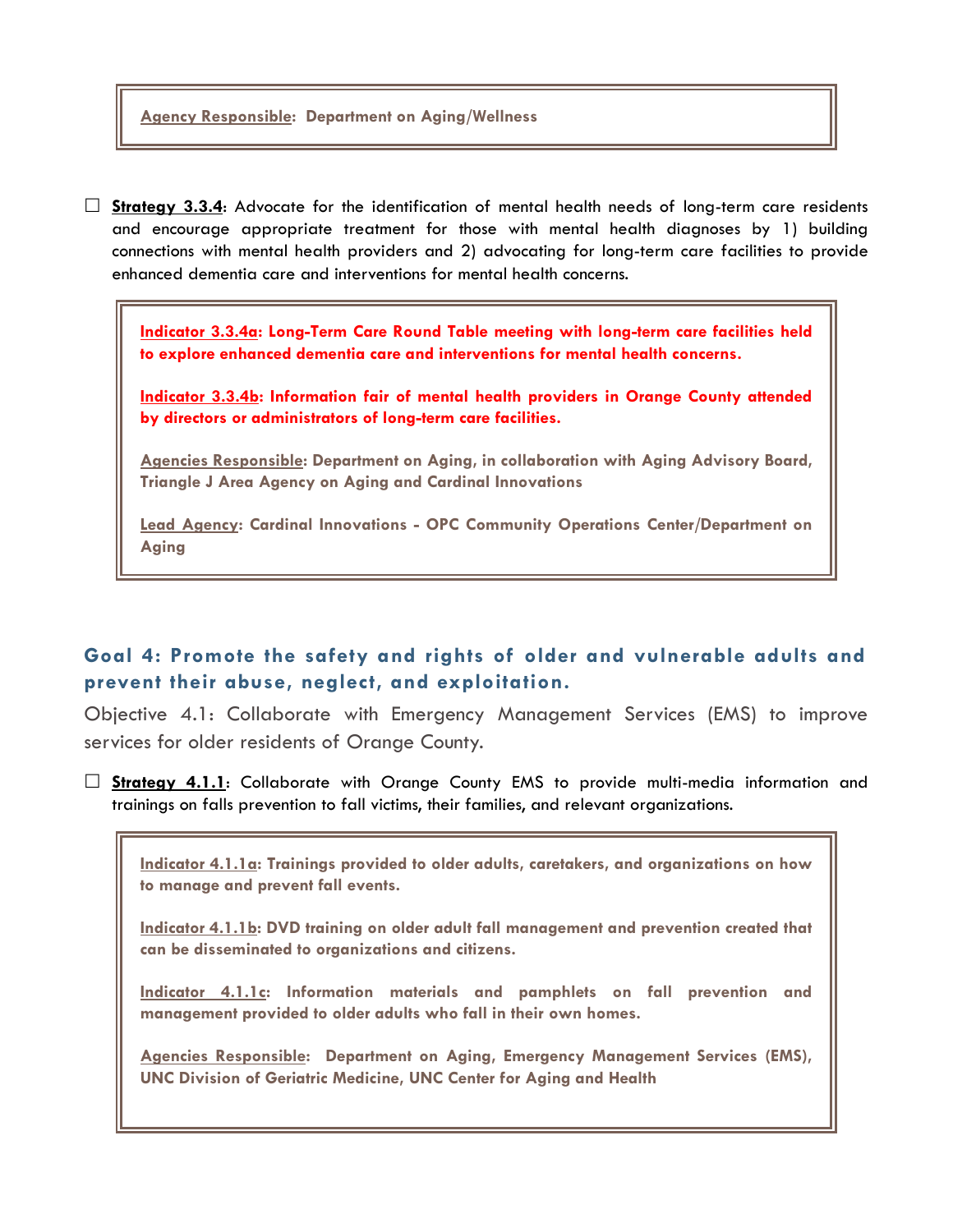**Agency Responsible: Department on Aging/Wellness**

☐ **Strategy 3.3.4**: Advocate for the identification of mental health needs of long-term care residents and encourage appropriate treatment for those with mental health diagnoses by 1) building connections with mental health providers and 2) advocating for long-term care facilities to provide enhanced dementia care and interventions for mental health concerns.

**Indicator 3.3.4a: Long-Term Care Round Table meeting with long-term care facilities held to explore enhanced dementia care and interventions for mental health concerns.**

**Indicator 3.3.4b: Information fair of mental health providers in Orange County attended by directors or administrators of long-term care facilities.**

**Agencies Responsible: Department on Aging, in collaboration with Aging Advisory Board, Triangle J Area Agency on Aging and Cardinal Innovations**

**Lead Agency: Cardinal Innovations - OPC Community Operations Center/Department on Aging**

## Goal 4: Promote the safety and rights of older and vulnerable adults and prevent their abuse, neglect, and exploitation.

Objective 4.1: Collaborate with Emergency Management Services (EMS) to improve services for older residents of Orange County.

☐ **Strategy 4.1.1**: Collaborate with Orange County EMS to provide multi-media information and trainings on falls prevention to fall victims, their families, and relevant organizations.

**Indicator 4.1.1a: Trainings provided to older adults, caretakers, and organizations on how to manage and prevent fall events.**

**Indicator 4.1.1b: DVD training on older adult fall management and prevention created that can be disseminated to organizations and citizens.**

**Indicator 4.1.1c: Information materials and pamphlets on fall prevention and management provided to older adults who fall in their own homes.**

**Agencies Responsible: Department on Aging, Emergency Management Services (EMS), UNC Division of Geriatric Medicine, UNC Center for Aging and Health**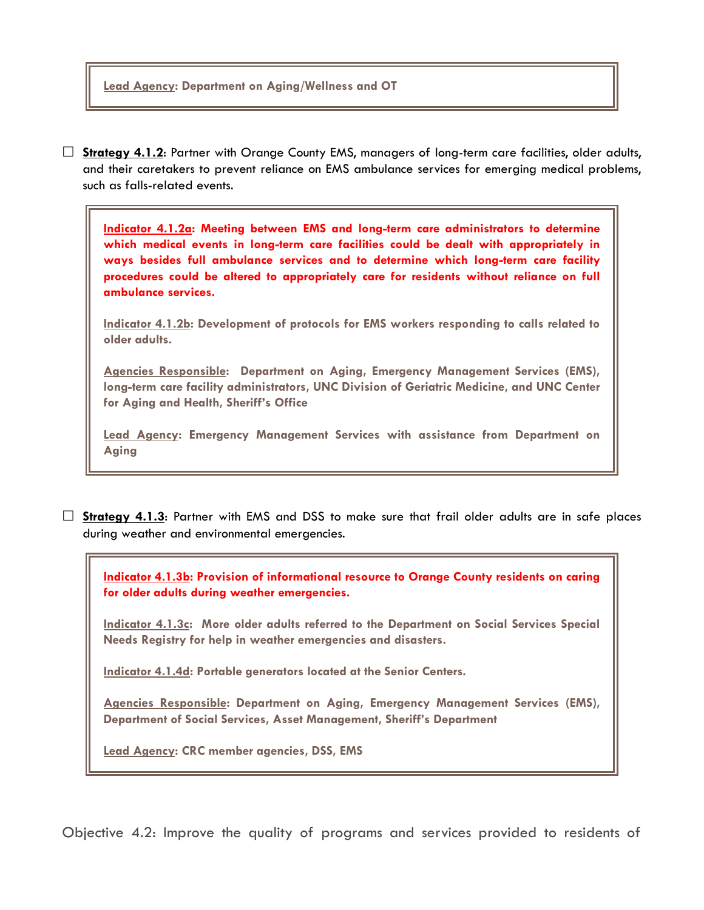**Lead Agency: Department on Aging/Wellness and OT**

☐ **Strategy 4.1.2**: Partner with Orange County EMS, managers of long-term care facilities, older adults, and their caretakers to prevent reliance on EMS ambulance services for emerging medical problems, such as falls-related events.

> **Indicator 4.1.2a: Meeting between EMS and long-term care administrators to determine which medical events in long-term care facilities could be dealt with appropriately in ways besides full ambulance services and to determine which long-term care facility procedures could be altered to appropriately care for residents without reliance on full ambulance services.**
>
> **Indicator 4.1.2b: Development of protocols for EMS workers responding to calls related to older adults.**
>
> **Agencies Responsible: Department on Aging, Emergency Management Services (EMS), long-term care facility administrators, UNC Division of Geriatric Medicine, and UNC Center for Aging and Health, Sheriff's Office**
>
> **Lead Agency: Emergency Management Services with assistance from Department on Aging**

☐ **Strategy 4.1.3**: Partner with EMS and DSS to make sure that frail older adults are in safe places during weather and environmental emergencies.

> **Indicator 4.1.3b: Provision of informational resource to Orange County residents on caring for older adults during weather emergencies.**
>
> **Indicator 4.1.3c: More older adults referred to the Department on Social Services Special Needs Registry for help in weather emergencies and disasters.**
>
> **Indicator 4.1.4d: Portable generators located at the Senior Centers.**
>
> **Agencies Responsible: Department on Aging, Emergency Management Services (EMS), Department of Social Services, Asset Management, Sheriff's Department**
>
> **Lead Agency: CRC member agencies, DSS, EMS**

Objective 4.2: Improve the quality of programs and services provided to residents of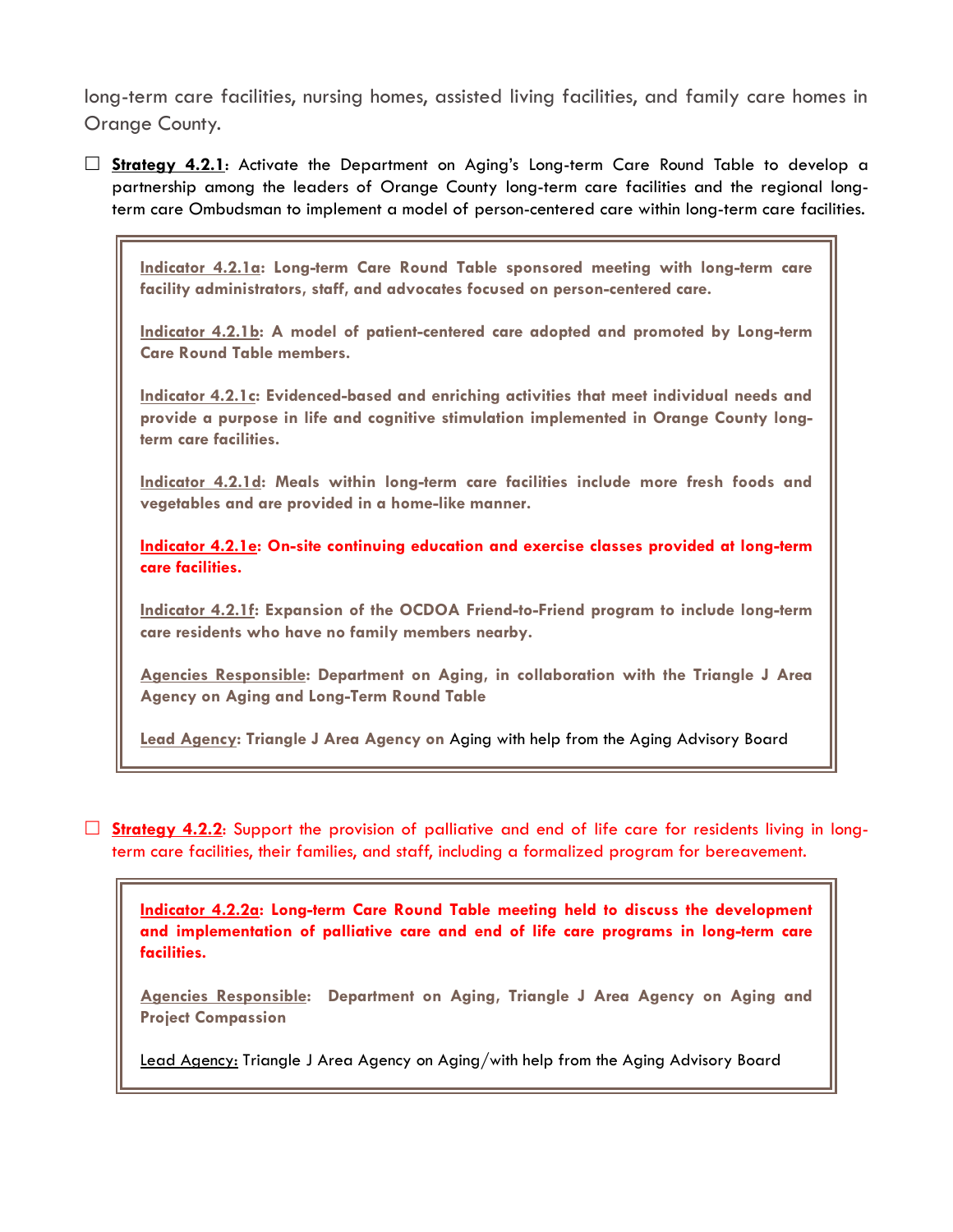long-term care facilities, nursing homes, assisted living facilities, and family care homes in Orange County.

☐ **Strategy 4.2.1**: Activate the Department on Aging's Long-term Care Round Table to develop a partnership among the leaders of Orange County long-term care facilities and the regional long-term care Ombudsman to implement a model of person-centered care within long-term care facilities.

> **Indicator 4.2.1a: Long-term Care Round Table sponsored meeting with long-term care facility administrators, staff, and advocates focused on person-centered care.**
>
> **Indicator 4.2.1b: A model of patient-centered care adopted and promoted by Long-term Care Round Table members.**
>
> **Indicator 4.2.1c: Evidenced-based and enriching activities that meet individual needs and provide a purpose in life and cognitive stimulation implemented in Orange County long-term care facilities.**
>
> **Indicator 4.2.1d: Meals within long-term care facilities include more fresh foods and vegetables and are provided in a home-like manner.**
>
> **Indicator 4.2.1e: On-site continuing education and exercise classes provided at long-term care facilities.**
>
> **Indicator 4.2.1f: Expansion of the OCDOA Friend-to-Friend program to include long-term care residents who have no family members nearby.**
>
> **Agencies Responsible: Department on Aging, in collaboration with the Triangle J Area Agency on Aging and Long-Term Round Table**
>
> **Lead Agency: Triangle J Area Agency on** Aging with help from the Aging Advisory Board

☐ **Strategy 4.2.2**: Support the provision of palliative and end of life care for residents living in long-term care facilities, their families, and staff, including a formalized program for bereavement.

> **Indicator 4.2.2a: Long-term Care Round Table meeting held to discuss the development and implementation of palliative care and end of life care programs in long-term care facilities.**
>
> **Agencies Responsible: Department on Aging, Triangle J Area Agency on Aging and Project Compassion**
>
> Lead Agency: Triangle J Area Agency on Aging/with help from the Aging Advisory Board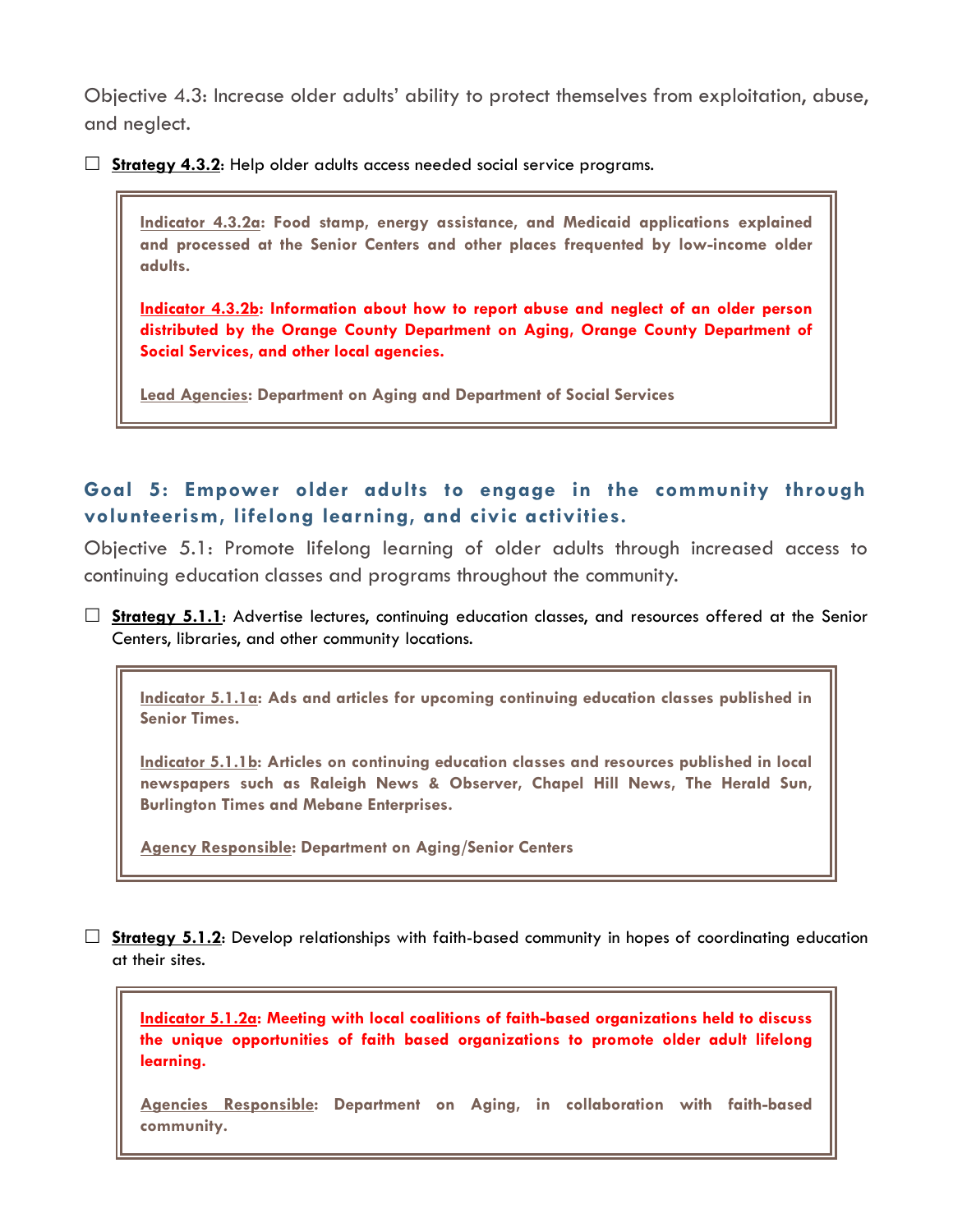Objective 4.3: Increase older adults' ability to protect themselves from exploitation, abuse, and neglect.

☐ **Strategy 4.3.2**: Help older adults access needed social service programs.

> **Indicator 4.3.2a: Food stamp, energy assistance, and Medicaid applications explained and processed at the Senior Centers and other places frequented by low-income older adults.**
>
> **Indicator 4.3.2b: Information about how to report abuse and neglect of an older person distributed by the Orange County Department on Aging, Orange County Department of Social Services, and other local agencies.**
>
> **Lead Agencies: Department on Aging and Department of Social Services**

## Goal 5: Empower older adults to engage in the community through volunteerism, lifelong learning, and civic activities.

Objective 5.1: Promote lifelong learning of older adults through increased access to continuing education classes and programs throughout the community.

☐ **Strategy 5.1.1**: Advertise lectures, continuing education classes, and resources offered at the Senior Centers, libraries, and other community locations.

> **Indicator 5.1.1a: Ads and articles for upcoming continuing education classes published in Senior Times.**
>
> **Indicator 5.1.1b: Articles on continuing education classes and resources published in local newspapers such as Raleigh News & Observer, Chapel Hill News, The Herald Sun, Burlington Times and Mebane Enterprises.**
>
> **Agency Responsible: Department on Aging/Senior Centers**

☐ **Strategy 5.1.2**: Develop relationships with faith-based community in hopes of coordinating education at their sites.

> **Indicator 5.1.2a: Meeting with local coalitions of faith-based organizations held to discuss the unique opportunities of faith based organizations to promote older adult lifelong learning.**
>
> **Agencies Responsible: Department on Aging, in collaboration with faith-based community.**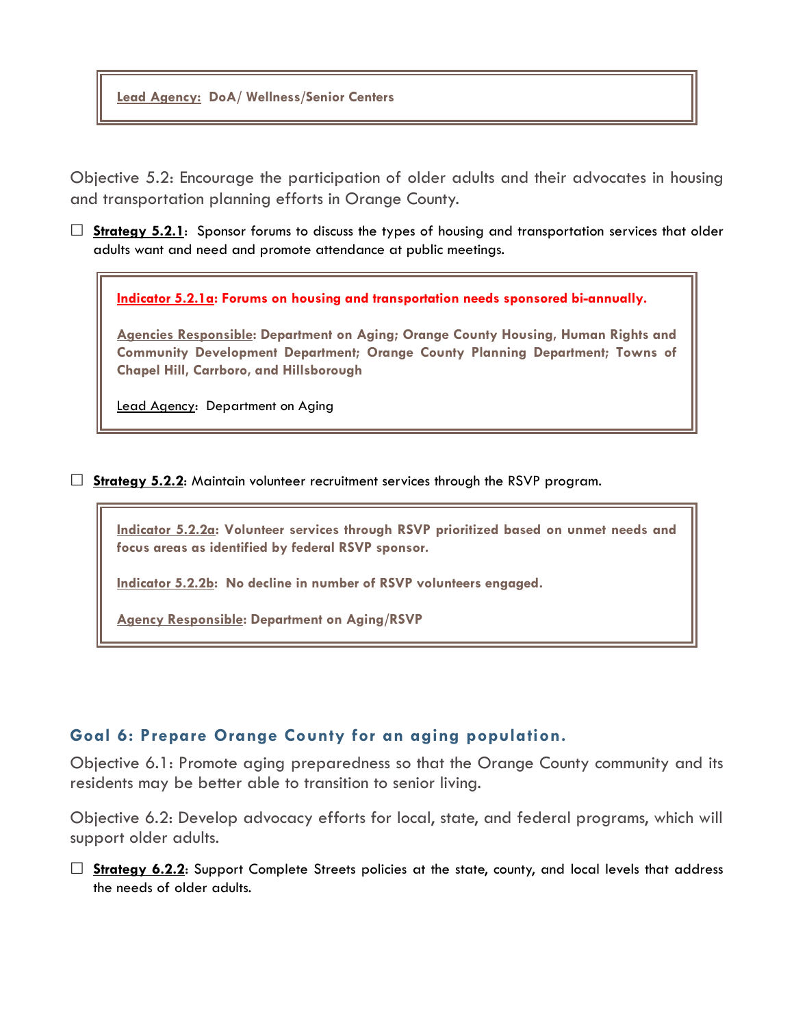**Lead Agency: DoA/ Wellness/Senior Centers**

Objective 5.2: Encourage the participation of older adults and their advocates in housing and transportation planning efforts in Orange County.

☐ **Strategy 5.2.1**: Sponsor forums to discuss the types of housing and transportation services that older adults want and need and promote attendance at public meetings.

> **Indicator 5.2.1a: Forums on housing and transportation needs sponsored bi-annually.**
>
> **Agencies Responsible: Department on Aging; Orange County Housing, Human Rights and Community Development Department; Orange County Planning Department; Towns of Chapel Hill, Carrboro, and Hillsborough**
>
> Lead Agency: Department on Aging

☐ **Strategy 5.2.2**: Maintain volunteer recruitment services through the RSVP program.

> **Indicator 5.2.2a: Volunteer services through RSVP prioritized based on unmet needs and focus areas as identified by federal RSVP sponsor.**
>
> **Indicator 5.2.2b: No decline in number of RSVP volunteers engaged.**
>
> **Agency Responsible: Department on Aging/RSVP**

## Goal 6: Prepare Orange County for an aging population.

Objective 6.1: Promote aging preparedness so that the Orange County community and its residents may be better able to transition to senior living.

Objective 6.2: Develop advocacy efforts for local, state, and federal programs, which will support older adults.

☐ **Strategy 6.2.2**: Support Complete Streets policies at the state, county, and local levels that address the needs of older adults.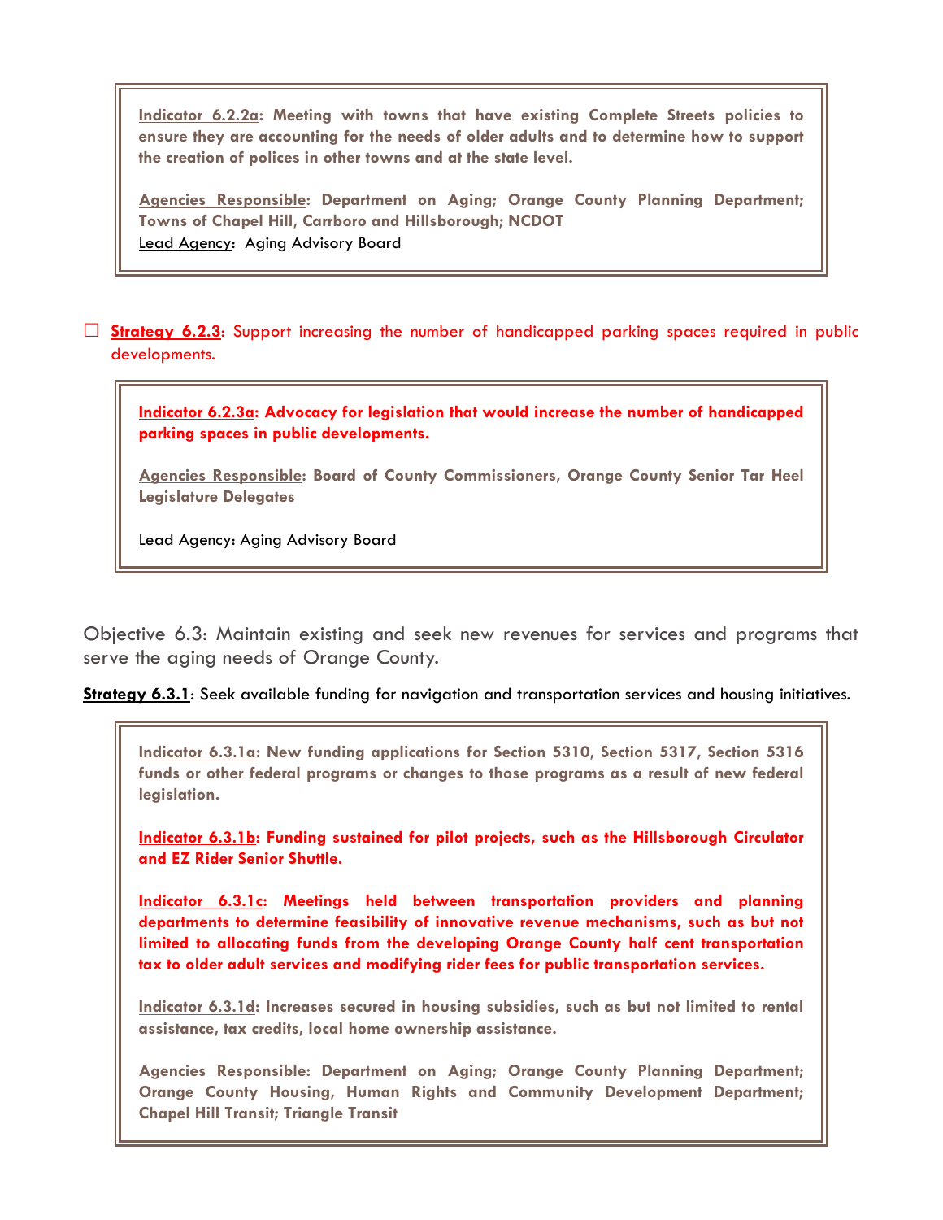**Indicator 6.2.2a: Meeting with towns that have existing Complete Streets policies to ensure they are accounting for the needs of older adults and to determine how to support the creation of polices in other towns and at the state level.**

**Agencies Responsible: Department on Aging; Orange County Planning Department; Towns of Chapel Hill, Carrboro and Hillsborough; NCDOT**
Lead Agency: Aging Advisory Board

☐ **Strategy 6.2.3**: Support increasing the number of handicapped parking spaces required in public developments.

**Indicator 6.2.3a: Advocacy for legislation that would increase the number of handicapped parking spaces in public developments.**

**Agencies Responsible: Board of County Commissioners, Orange County Senior Tar Heel Legislature Delegates**

Lead Agency: Aging Advisory Board

Objective 6.3: Maintain existing and seek new revenues for services and programs that serve the aging needs of Orange County.

**Strategy 6.3.1**: Seek available funding for navigation and transportation services and housing initiatives.

**Indicator 6.3.1a: New funding applications for Section 5310, Section 5317, Section 5316 funds or other federal programs or changes to those programs as a result of new federal legislation.**

**Indicator 6.3.1b: Funding sustained for pilot projects, such as the Hillsborough Circulator and EZ Rider Senior Shuttle.**

**Indicator 6.3.1c: Meetings held between transportation providers and planning departments to determine feasibility of innovative revenue mechanisms, such as but not limited to allocating funds from the developing Orange County half cent transportation tax to older adult services and modifying rider fees for public transportation services.**

**Indicator 6.3.1d: Increases secured in housing subsidies, such as but not limited to rental assistance, tax credits, local home ownership assistance.**

**Agencies Responsible: Department on Aging; Orange County Planning Department; Orange County Housing, Human Rights and Community Development Department; Chapel Hill Transit; Triangle Transit**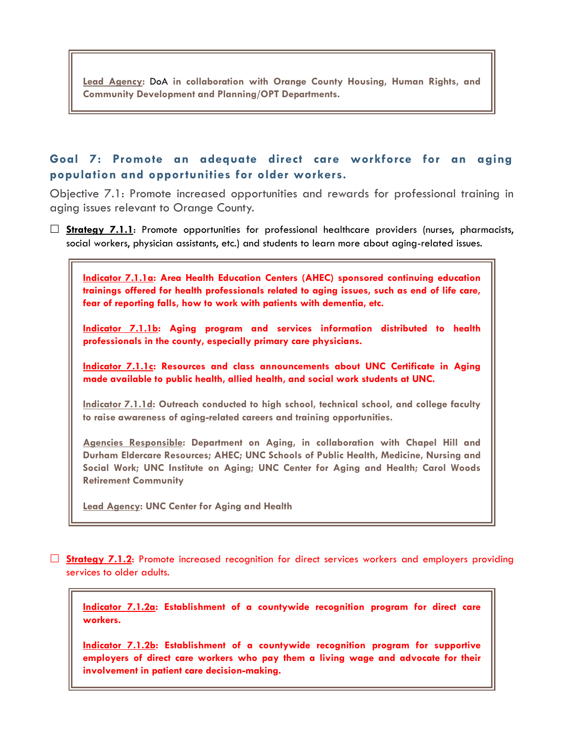**Lead Agency**: DoA **in collaboration with Orange County Housing, Human Rights, and Community Development and Planning/OPT Departments.**

## Goal 7: Promote an adequate direct care workforce for an aging population and opportunities for older workers.

Objective 7.1: Promote increased opportunities and rewards for professional training in aging issues relevant to Orange County.

☐ **Strategy 7.1.1**: Promote opportunities for professional healthcare providers (nurses, pharmacists, social workers, physician assistants, etc.) and students to learn more about aging-related issues.

> **Indicator 7.1.1a: Area Health Education Centers (AHEC) sponsored continuing education trainings offered for health professionals related to aging issues, such as end of life care, fear of reporting falls, how to work with patients with dementia, etc.**
>
> **Indicator 7.1.1b: Aging program and services information distributed to health professionals in the county, especially primary care physicians.**
>
> **Indicator 7.1.1c: Resources and class announcements about UNC Certificate in Aging made available to public health, allied health, and social work students at UNC.**
>
> **Indicator 7.1.1d: Outreach conducted to high school, technical school, and college faculty to raise awareness of aging-related careers and training opportunities.**
>
> **Agencies Responsible: Department on Aging, in collaboration with Chapel Hill and Durham Eldercare Resources; AHEC; UNC Schools of Public Health, Medicine, Nursing and Social Work; UNC Institute on Aging; UNC Center for Aging and Health; Carol Woods Retirement Community**
>
> **Lead Agency: UNC Center for Aging and Health**

☐ **Strategy 7.1.2**: Promote increased recognition for direct services workers and employers providing services to older adults.

> **Indicator 7.1.2a: Establishment of a countywide recognition program for direct care workers.**
>
> **Indicator 7.1.2b: Establishment of a countywide recognition program for supportive employers of direct care workers who pay them a living wage and advocate for their involvement in patient care decision-making.**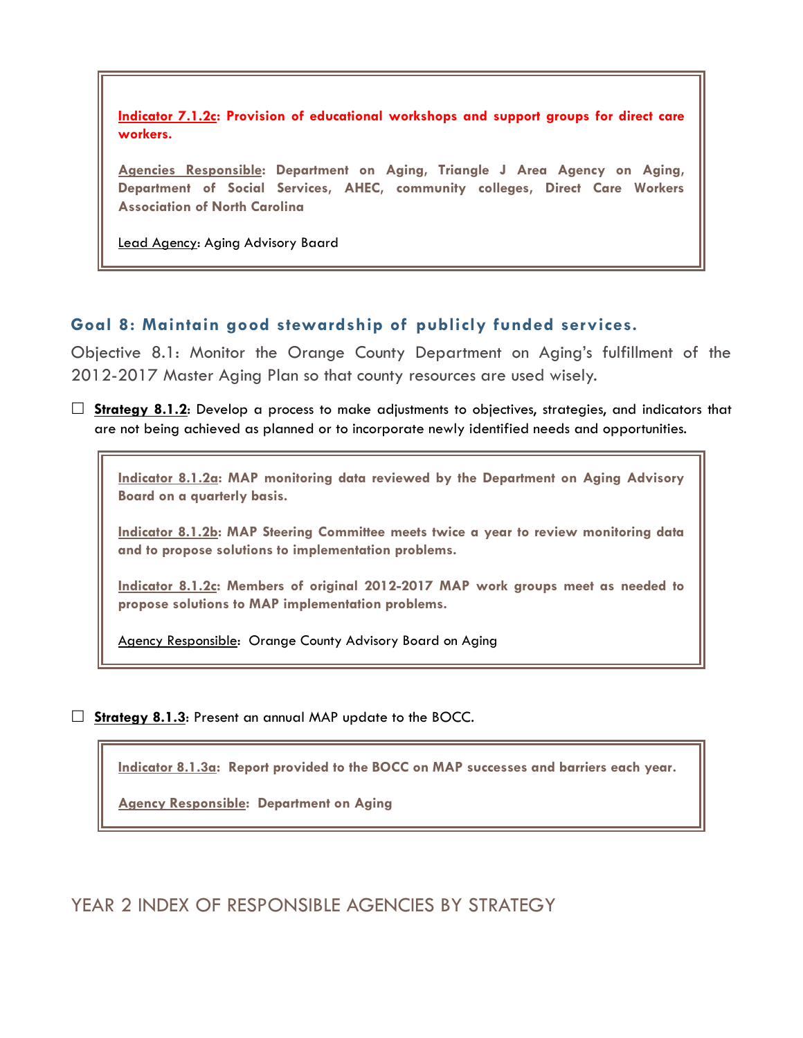**Indicator 7.1.2c: Provision of educational workshops and support groups for direct care workers.**

**Agencies Responsible: Department on Aging, Triangle J Area Agency on Aging, Department of Social Services, AHEC, community colleges, Direct Care Workers Association of North Carolina**

Lead Agency: Aging Advisory Baard

### Goal 8: Maintain good stewardship of publicly funded services.

Objective 8.1: Monitor the Orange County Department on Aging's fulfillment of the 2012-2017 Master Aging Plan so that county resources are used wisely.

☐ **Strategy 8.1.2**: Develop a process to make adjustments to objectives, strategies, and indicators that are not being achieved as planned or to incorporate newly identified needs and opportunities.

**Indicator 8.1.2a: MAP monitoring data reviewed by the Department on Aging Advisory Board on a quarterly basis.**

**Indicator 8.1.2b: MAP Steering Committee meets twice a year to review monitoring data and to propose solutions to implementation problems.**

**Indicator 8.1.2c: Members of original 2012-2017 MAP work groups meet as needed to propose solutions to MAP implementation problems.**

Agency Responsible: Orange County Advisory Board on Aging

☐ **Strategy 8.1.3**: Present an annual MAP update to the BOCC.

**Indicator 8.1.3a: Report provided to the BOCC on MAP successes and barriers each year.**

**Agency Responsible: Department on Aging**

## YEAR 2 INDEX OF RESPONSIBLE AGENCIES BY STRATEGY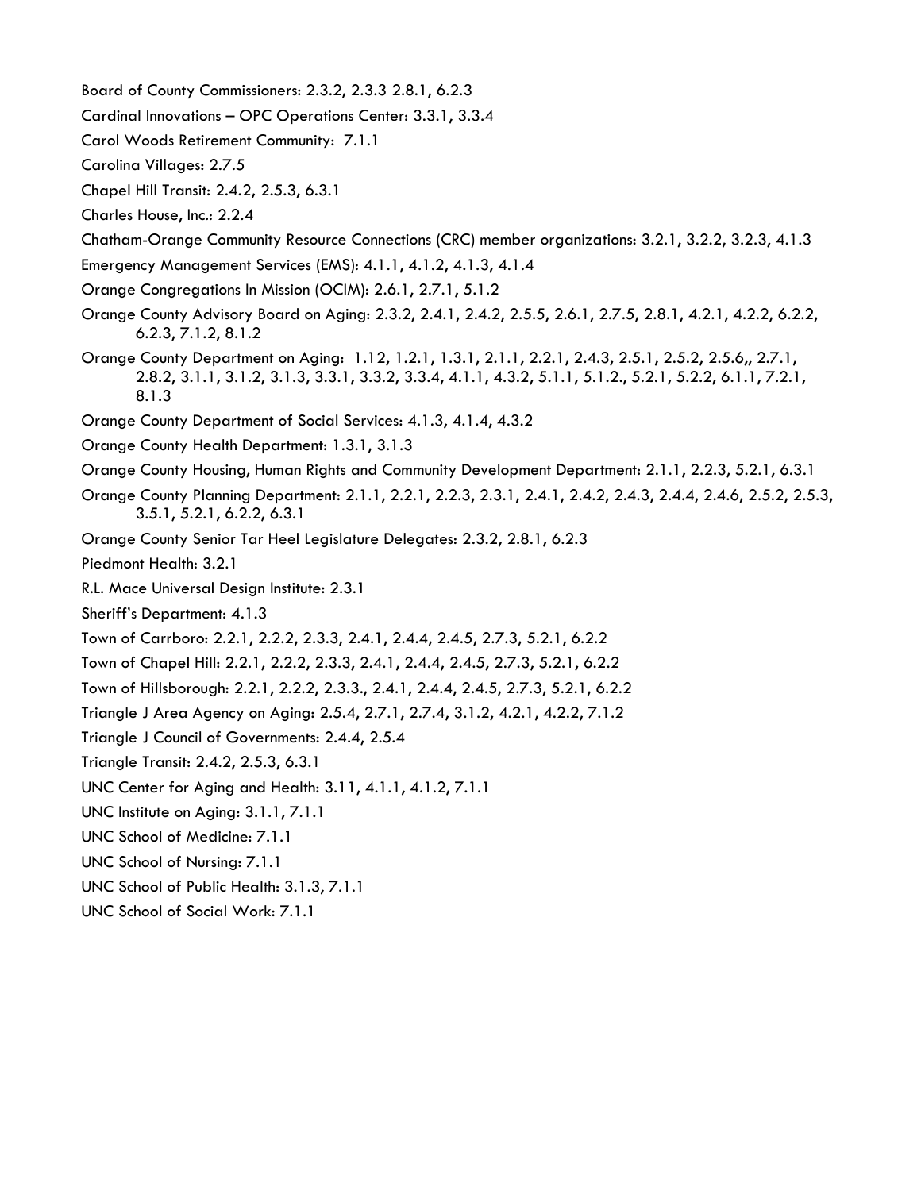Board of County Commissioners: 2.3.2, 2.3.3 2.8.1, 6.2.3

Cardinal Innovations – OPC Operations Center: 3.3.1, 3.3.4

Carol Woods Retirement Community: 7.1.1

Carolina Villages: 2.7.5

Chapel Hill Transit: 2.4.2, 2.5.3, 6.3.1

Charles House, Inc.: 2.2.4

Chatham-Orange Community Resource Connections (CRC) member organizations: 3.2.1, 3.2.2, 3.2.3, 4.1.3

Emergency Management Services (EMS): 4.1.1, 4.1.2, 4.1.3, 4.1.4

Orange Congregations In Mission (OCIM): 2.6.1, 2.7.1, 5.1.2

Orange County Advisory Board on Aging: 2.3.2, 2.4.1, 2.4.2, 2.5.5, 2.6.1, 2.7.5, 2.8.1, 4.2.1, 4.2.2, 6.2.2, 6.2.3, 7.1.2, 8.1.2

Orange County Department on Aging: 1.12, 1.2.1, 1.3.1, 2.1.1, 2.2.1, 2.4.3, 2.5.1, 2.5.2, 2.5.6,, 2.7.1, 2.8.2, 3.1.1, 3.1.2, 3.1.3, 3.3.1, 3.3.2, 3.3.4, 4.1.1, 4.3.2, 5.1.1, 5.1.2., 5.2.1, 5.2.2, 6.1.1, 7.2.1, 8.1.3

Orange County Department of Social Services: 4.1.3, 4.1.4, 4.3.2

Orange County Health Department: 1.3.1, 3.1.3

Orange County Housing, Human Rights and Community Development Department: 2.1.1, 2.2.3, 5.2.1, 6.3.1

Orange County Planning Department: 2.1.1, 2.2.1, 2.2.3, 2.3.1, 2.4.1, 2.4.2, 2.4.3, 2.4.4, 2.4.6, 2.5.2, 2.5.3, 3.5.1, 5.2.1, 6.2.2, 6.3.1

Orange County Senior Tar Heel Legislature Delegates: 2.3.2, 2.8.1, 6.2.3

Piedmont Health: 3.2.1

R.L. Mace Universal Design Institute: 2.3.1

Sheriff's Department: 4.1.3

Town of Carrboro: 2.2.1, 2.2.2, 2.3.3, 2.4.1, 2.4.4, 2.4.5, 2.7.3, 5.2.1, 6.2.2

Town of Chapel Hill: 2.2.1, 2.2.2, 2.3.3, 2.4.1, 2.4.4, 2.4.5, 2.7.3, 5.2.1, 6.2.2

Town of Hillsborough: 2.2.1, 2.2.2, 2.3.3., 2.4.1, 2.4.4, 2.4.5, 2.7.3, 5.2.1, 6.2.2

Triangle J Area Agency on Aging: 2.5.4, 2.7.1, 2.7.4, 3.1.2, 4.2.1, 4.2.2, 7.1.2

Triangle J Council of Governments: 2.4.4, 2.5.4

Triangle Transit: 2.4.2, 2.5.3, 6.3.1

UNC Center for Aging and Health: 3.11, 4.1.1, 4.1.2, 7.1.1

UNC Institute on Aging: 3.1.1, 7.1.1

UNC School of Medicine: 7.1.1

UNC School of Nursing: 7.1.1

UNC School of Public Health: 3.1.3, 7.1.1

UNC School of Social Work: 7.1.1